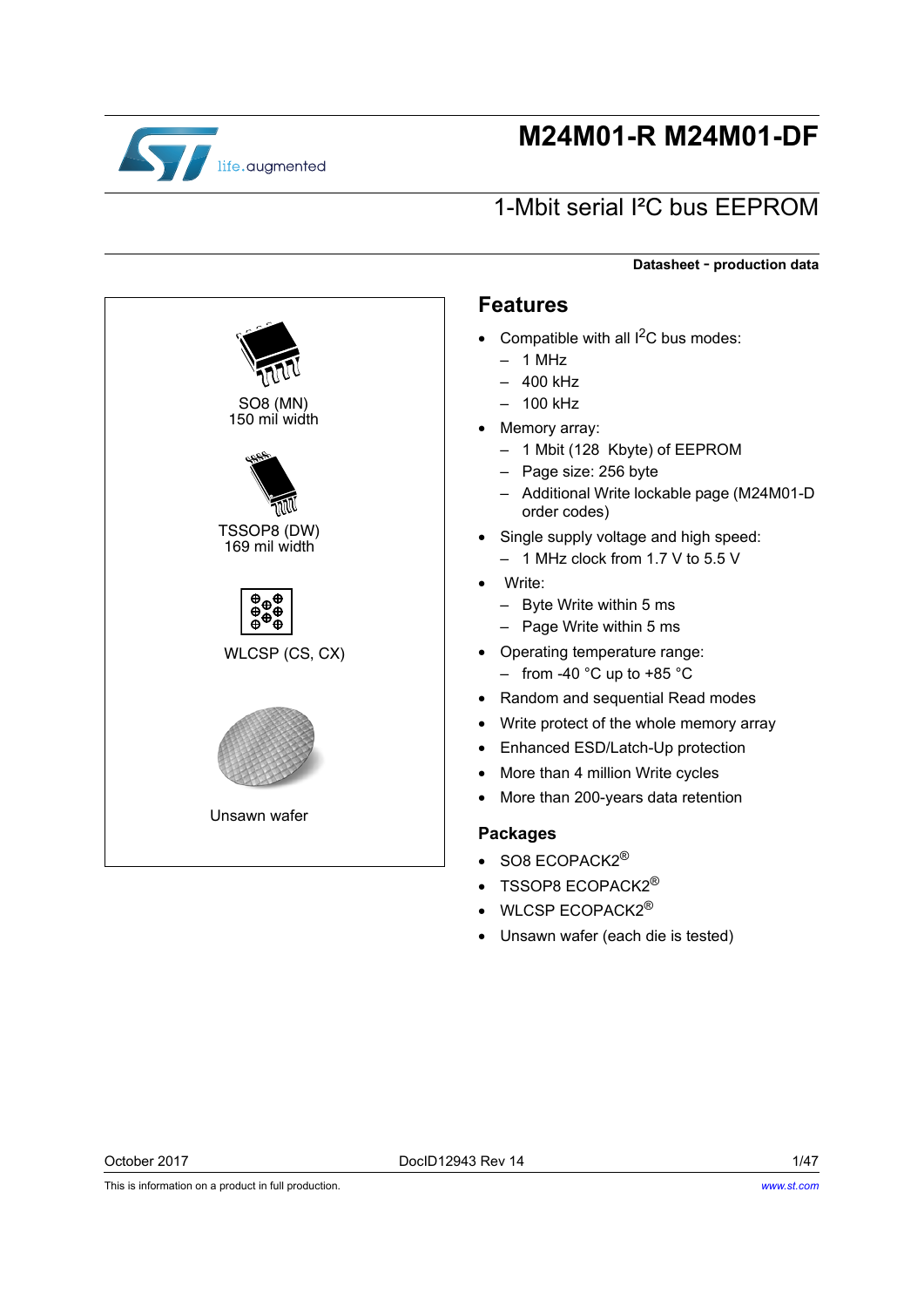# M24M01-R M24M01-DF

## 1-Mbit serial I²C bus EEPROM

**Datasheet - production data**

SO8 (MN)
150 mil width

TSSOP8 (DW)
169 mil width

WLCSP (CS, CX)

Unsawn wafer

## Features

- Compatible with all I$^2$C bus modes:
  - 1 MHz
  - 400 kHz
  - 100 kHz
- Memory array:
  - 1 Mbit (128 Kbyte) of EEPROM
  - Page size: 256 byte
  - Additional Write lockable page (M24M01-D order codes)
- Single supply voltage and high speed:
  - 1 MHz clock from 1.7 V to 5.5 V
- Write:
  - Byte Write within 5 ms
  - Page Write within 5 ms
- Operating temperature range:
  - from -40 °C up to +85 °C
- Random and sequential Read modes
- Write protect of the whole memory array
- Enhanced ESD/Latch-Up protection
- More than 4 million Write cycles
- More than 200-years data retention

### Packages

- SO8 ECOPACK2®
- TSSOP8 ECOPACK2®
- WLCSP ECOPACK2®
- Unsawn wafer (each die is tested)

October 2017 DocID12943 Rev 14

This is information on a product in full production.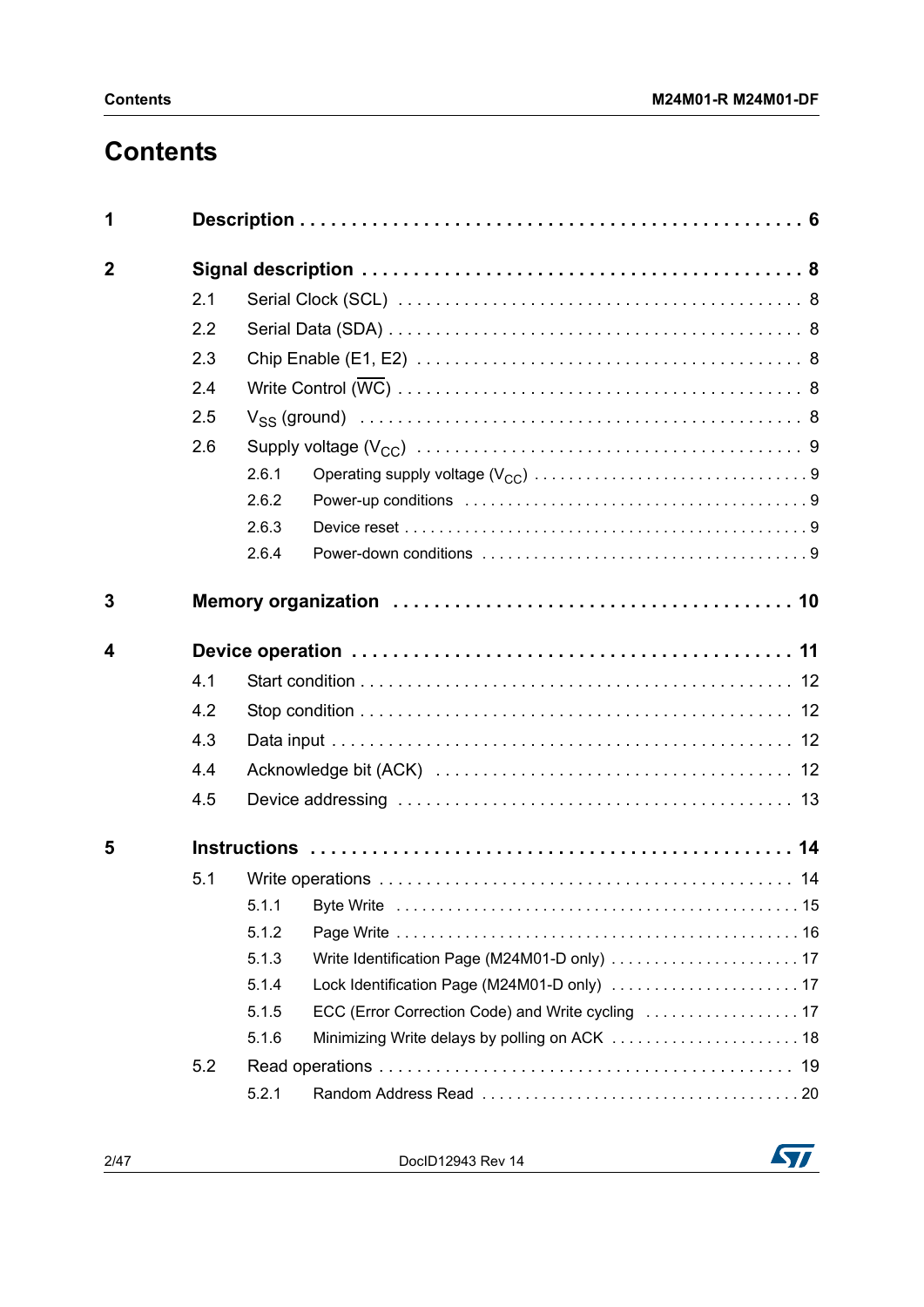# Contents

**1 Description** . . . . . . . . . . . . . . . . . . . . . . . . . . . . . . . . . . . . . . . . . . . . . . **6**

**2 Signal description** . . . . . . . . . . . . . . . . . . . . . . . . . . . . . . . . . . . . . . . . . **8**

- 2.1 Serial Clock (SCL) . . . . . . . . . . . . . . . . . . . . . . . . . . . . . . . . . . . . . . . . 8
- 2.2 Serial Data (SDA) . . . . . . . . . . . . . . . . . . . . . . . . . . . . . . . . . . . . . . . . 8
- 2.3 Chip Enable (E1, E2) . . . . . . . . . . . . . . . . . . . . . . . . . . . . . . . . . . . . . . 8
- 2.4 Write Control ($\overline{WC}$) . . . . . . . . . . . . . . . . . . . . . . . . . . . . . . . . . . . . . . 8
- 2.5 $V_{SS}$ (ground) . . . . . . . . . . . . . . . . . . . . . . . . . . . . . . . . . . . . . . . . . . . . 8
- 2.6 Supply voltage ($V_{CC}$) . . . . . . . . . . . . . . . . . . . . . . . . . . . . . . . . . . . . . 9
  - 2.6.1 Operating supply voltage ($V_{CC}$) . . . . . . . . . . . . . . . . . . . . . . . . . . . . . . 9
  - 2.6.2 Power-up conditions . . . . . . . . . . . . . . . . . . . . . . . . . . . . . . . . . . . . . 9
  - 2.6.3 Device reset . . . . . . . . . . . . . . . . . . . . . . . . . . . . . . . . . . . . . . . . . . . 9
  - 2.6.4 Power-down conditions . . . . . . . . . . . . . . . . . . . . . . . . . . . . . . . . . . . 9

**3 Memory organization** . . . . . . . . . . . . . . . . . . . . . . . . . . . . . . . . . . . . . . **10**

**4 Device operation** . . . . . . . . . . . . . . . . . . . . . . . . . . . . . . . . . . . . . . . . . **11**

- 4.1 Start condition . . . . . . . . . . . . . . . . . . . . . . . . . . . . . . . . . . . . . . . . . . . 12
- 4.2 Stop condition . . . . . . . . . . . . . . . . . . . . . . . . . . . . . . . . . . . . . . . . . . . 12
- 4.3 Data input . . . . . . . . . . . . . . . . . . . . . . . . . . . . . . . . . . . . . . . . . . . . . . 12
- 4.4 Acknowledge bit (ACK) . . . . . . . . . . . . . . . . . . . . . . . . . . . . . . . . . . . . . 12
- 4.5 Device addressing . . . . . . . . . . . . . . . . . . . . . . . . . . . . . . . . . . . . . . . . 13

**5 Instructions** . . . . . . . . . . . . . . . . . . . . . . . . . . . . . . . . . . . . . . . . . . . . . . **14**

- 5.1 Write operations . . . . . . . . . . . . . . . . . . . . . . . . . . . . . . . . . . . . . . . . . . 14
  - 5.1.1 Byte Write . . . . . . . . . . . . . . . . . . . . . . . . . . . . . . . . . . . . . . . . . . . . 15
  - 5.1.2 Page Write . . . . . . . . . . . . . . . . . . . . . . . . . . . . . . . . . . . . . . . . . . . . 16
  - 5.1.3 Write Identification Page (M24M01-D only) . . . . . . . . . . . . . . . . . . . . . . 17
  - 5.1.4 Lock Identification Page (M24M01-D only) . . . . . . . . . . . . . . . . . . . . . . 17
  - 5.1.5 ECC (Error Correction Code) and Write cycling . . . . . . . . . . . . . . . . . . 17
  - 5.1.6 Minimizing Write delays by polling on ACK . . . . . . . . . . . . . . . . . . . . . . 18
- 5.2 Read operations . . . . . . . . . . . . . . . . . . . . . . . . . . . . . . . . . . . . . . . . . . 19
  - 5.2.1 Random Address Read . . . . . . . . . . . . . . . . . . . . . . . . . . . . . . . . . . . 20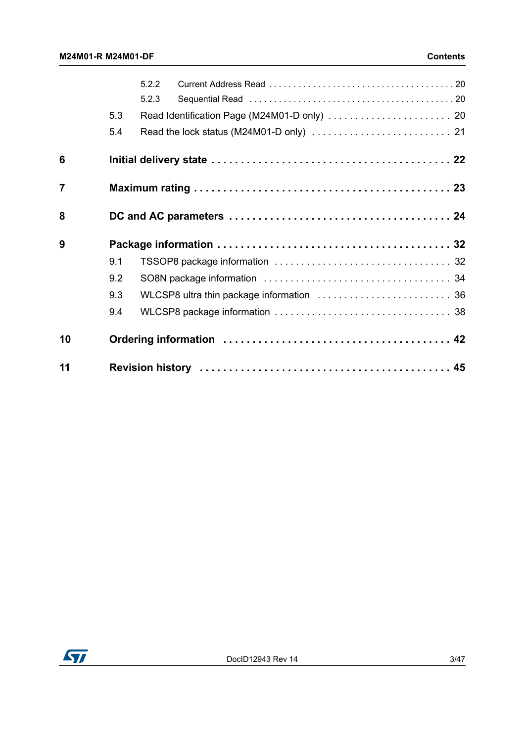5.2.2 Current Address Read . . . . . . . . . . . . . . . . . . . . . . . . . . . . . . . . . . . . . 20

5.2.3 Sequential Read . . . . . . . . . . . . . . . . . . . . . . . . . . . . . . . . . . . . . . . . . 20

5.3 Read Identification Page (M24M01-D only) . . . . . . . . . . . . . . . . . . . . . . . 20

5.4 Read the lock status (M24M01-D only) . . . . . . . . . . . . . . . . . . . . . . . . . . 21

**6 Initial delivery state . . . . . . . . . . . . . . . . . . . . . . . . . . . . . . . . . . . . . . . 22**

**7 Maximum rating . . . . . . . . . . . . . . . . . . . . . . . . . . . . . . . . . . . . . . . . . . 23**

**8 DC and AC parameters . . . . . . . . . . . . . . . . . . . . . . . . . . . . . . . . . . . . 24**

**9 Package information . . . . . . . . . . . . . . . . . . . . . . . . . . . . . . . . . . . . . . 32**

9.1 TSSOP8 package information . . . . . . . . . . . . . . . . . . . . . . . . . . . . . . . . 32

9.2 SO8N package information . . . . . . . . . . . . . . . . . . . . . . . . . . . . . . . . . . 34

9.3 WLCSP8 ultra thin package information . . . . . . . . . . . . . . . . . . . . . . . . 36

9.4 WLCSP8 package information . . . . . . . . . . . . . . . . . . . . . . . . . . . . . . . . 38

**10 Ordering information . . . . . . . . . . . . . . . . . . . . . . . . . . . . . . . . . . . . . 42**

**11 Revision history . . . . . . . . . . . . . . . . . . . . . . . . . . . . . . . . . . . . . . . . . 45**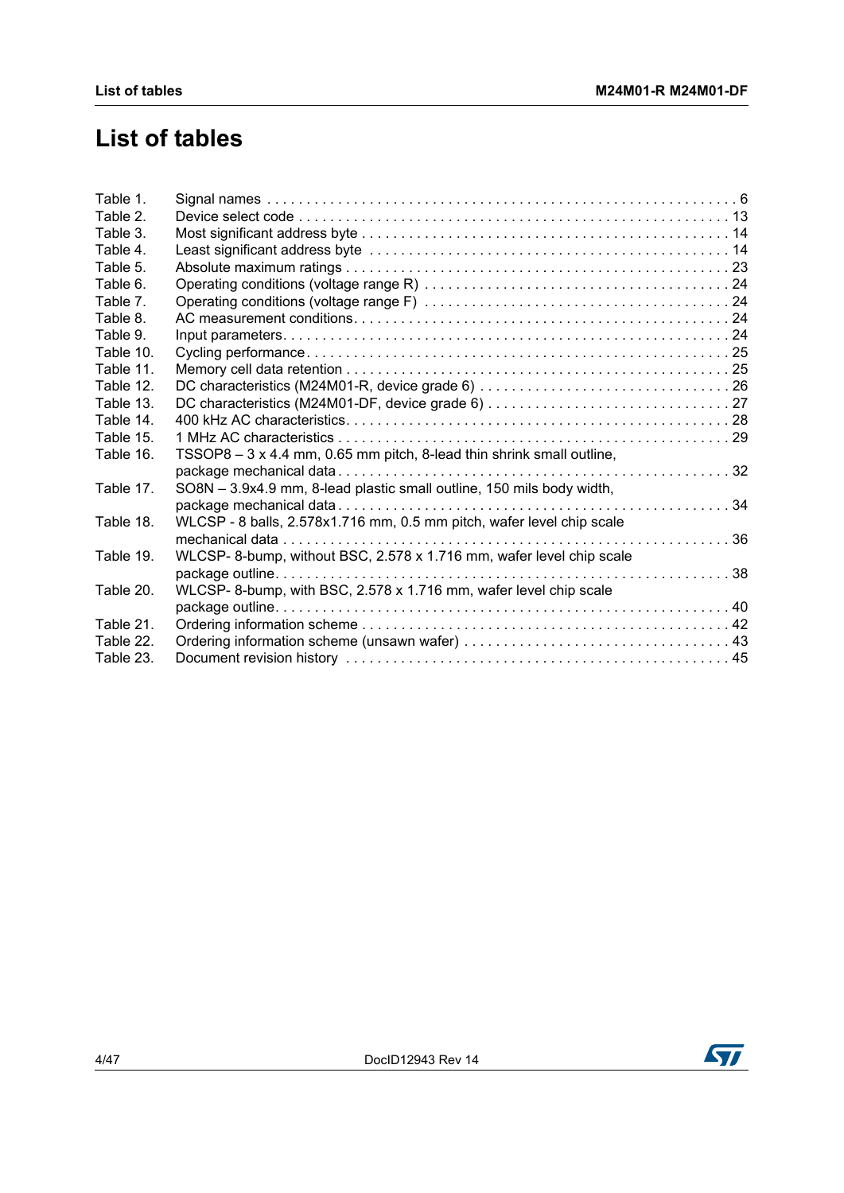# List of tables

| | | |
|---|---|---|
| Table 1. | Signal names | 6 |
| Table 2. | Device select code | 13 |
| Table 3. | Most significant address byte | 14 |
| Table 4. | Least significant address byte | 14 |
| Table 5. | Absolute maximum ratings | 23 |
| Table 6. | Operating conditions (voltage range R) | 24 |
| Table 7. | Operating conditions (voltage range F) | 24 |
| Table 8. | AC measurement conditions | 24 |
| Table 9. | Input parameters | 24 |
| Table 10. | Cycling performance | 25 |
| Table 11. | Memory cell data retention | 25 |
| Table 12. | DC characteristics (M24M01-R, device grade 6) | 26 |
| Table 13. | DC characteristics (M24M01-DF, device grade 6) | 27 |
| Table 14. | 400 kHz AC characteristics | 28 |
| Table 15. | 1 MHz AC characteristics | 29 |
| Table 16. | TSSOP8 – 3 x 4.4 mm, 0.65 mm pitch, 8-lead thin shrink small outline, package mechanical data | 32 |
| Table 17. | SO8N – 3.9x4.9 mm, 8-lead plastic small outline, 150 mils body width, package mechanical data | 34 |
| Table 18. | WLCSP - 8 balls, 2.578x1.716 mm, 0.5 mm pitch, wafer level chip scale mechanical data | 36 |
| Table 19. | WLCSP- 8-bump, without BSC, 2.578 x 1.716 mm, wafer level chip scale package outline | 38 |
| Table 20. | WLCSP- 8-bump, with BSC, 2.578 x 1.716 mm, wafer level chip scale package outline | 40 |
| Table 21. | Ordering information scheme | 42 |
| Table 22. | Ordering information scheme (unsawn wafer) | 43 |
| Table 23. | Document revision history | 45 |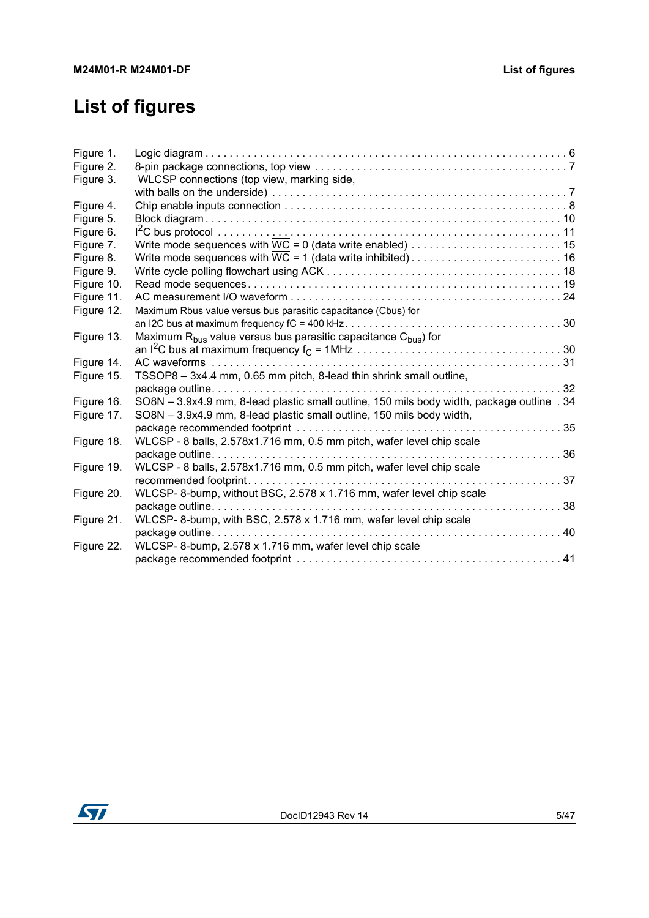# List of figures

| | | |
|---|---|---|
| Figure 1. | Logic diagram | 6 |
| Figure 2. | 8-pin package connections, top view | 7 |
| Figure 3. | WLCSP connections (top view, marking side, with balls on the underside) | 7 |
| Figure 4. | Chip enable inputs connection | 8 |
| Figure 5. | Block diagram | 10 |
| Figure 6. | $I^2C$ bus protocol | 11 |
| Figure 7. | Write mode sequences with $\overline{WC}$ = 0 (data write enabled) | 15 |
| Figure 8. | Write mode sequences with $\overline{WC}$ = 1 (data write inhibited) | 16 |
| Figure 9. | Write cycle polling flowchart using ACK | 18 |
| Figure 10. | Read mode sequences | 19 |
| Figure 11. | AC measurement I/O waveform | 24 |
| Figure 12. | Maximum Rbus value versus bus parasitic capacitance (Cbus) for an I2C bus at maximum frequency fC = 400 kHz | 30 |
| Figure 13. | Maximum $R_{bus}$ value versus bus parasitic capacitance $C_{bus}$) for an $I^2C$ bus at maximum frequency $f_C$ = 1MHz | 30 |
| Figure 14. | AC waveforms | 31 |
| Figure 15. | TSSOP8 – 3x4.4 mm, 0.65 mm pitch, 8-lead thin shrink small outline, package outline | 32 |
| Figure 16. | SO8N – 3.9x4.9 mm, 8-lead plastic small outline, 150 mils body width, package outline | 34 |
| Figure 17. | SO8N – 3.9x4.9 mm, 8-lead plastic small outline, 150 mils body width, package recommended footprint | 35 |
| Figure 18. | WLCSP - 8 balls, 2.578x1.716 mm, 0.5 mm pitch, wafer level chip scale package outline | 36 |
| Figure 19. | WLCSP - 8 balls, 2.578x1.716 mm, 0.5 mm pitch, wafer level chip scale recommended footprint | 37 |
| Figure 20. | WLCSP- 8-bump, without BSC, 2.578 x 1.716 mm, wafer level chip scale package outline | 38 |
| Figure 21. | WLCSP- 8-bump, with BSC, 2.578 x 1.716 mm, wafer level chip scale package outline | 40 |
| Figure 22. | WLCSP- 8-bump, 2.578 x 1.716 mm, wafer level chip scale package recommended footprint | 41 |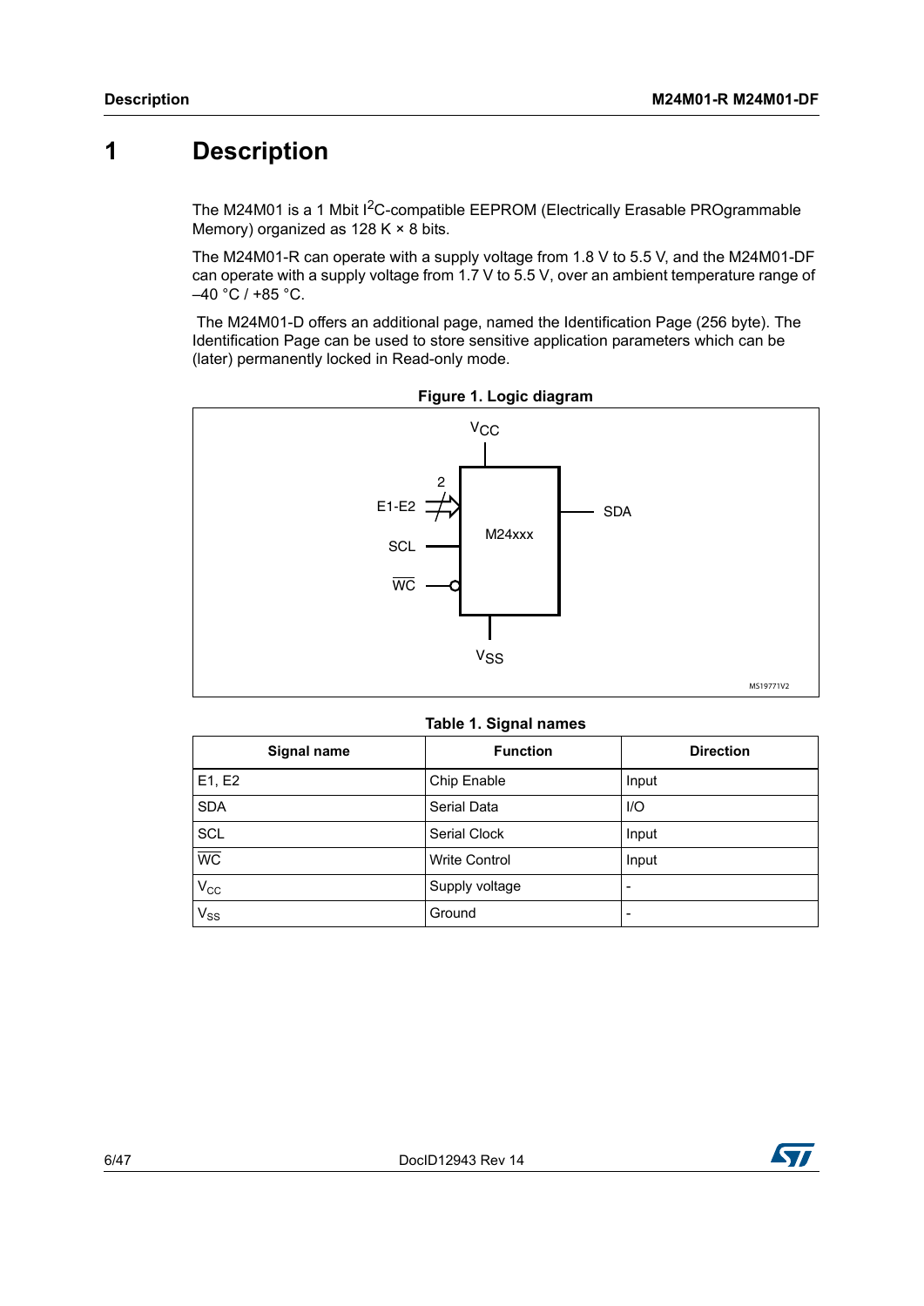# 1 Description

The M24M01 is a 1 Mbit I$^2$C-compatible EEPROM (Electrically Erasable PROgrammable Memory) organized as 128 K × 8 bits.

The M24M01-R can operate with a supply voltage from 1.8 V to 5.5 V, and the M24M01-DF can operate with a supply voltage from 1.7 V to 5.5 V, over an ambient temperature range of –40 °C / +85 °C.

The M24M01-D offers an additional page, named the Identification Page (256 byte). The Identification Page can be used to store sensitive application parameters which can be (later) permanently locked in Read-only mode.

**Figure 1. Logic diagram**

V$_{CC}$
2
E1-E2
SCL
$\overline{WC}$
M24xxx
SDA
V$_{SS}$
MS19771V2

**Table 1. Signal names**

| Signal name | Function | Direction |
|---|---|---|
| E1, E2 | Chip Enable | Input |
| SDA | Serial Data | I/O |
| SCL | Serial Clock | Input |
| $\overline{WC}$ | Write Control | Input |
| $V_{CC}$ | Supply voltage | - |
| $V_{SS}$ | Ground | - |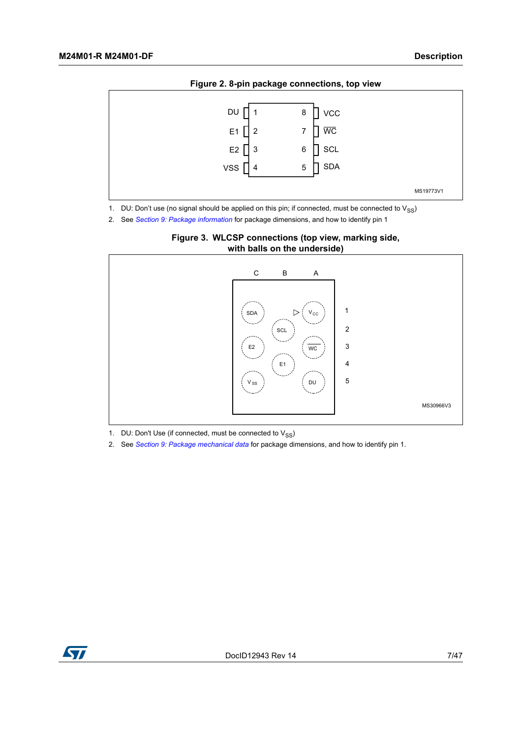**Figure 2. 8-pin package connections, top view**

| Signal | Pin | Pin | Signal |
|---|---|---|---|
| DU | 1 | 8 | VCC |
| E1 | 2 | 7 | $\overline{\text{WC}}$ |
| E2 | 3 | 6 | SCL |
| VSS | 4 | 5 | SDA |

MS19773V1

1. DU: Don't use (no signal should be applied on this pin; if connected, must be connected to $V_{SS}$)
2. See *Section 9: Package information* for package dimensions, and how to identify pin 1

**Figure 3. WLCSP connections (top view, marking side, with balls on the underside)**

| Row | C | B | A |
|---|---|---|---|
| 1 | SDA | | $V_{CC}$ |
| 2 | | SCL | |
| 3 | E2 | | $\overline{\text{WC}}$ |
| 4 | | E1 | |
| 5 | $V_{SS}$ | | DU |

MS30966V3

1. DU: Don't Use (if connected, must be connected to $V_{SS}$)
2. See *Section 9: Package mechanical data* for package dimensions, and how to identify pin 1.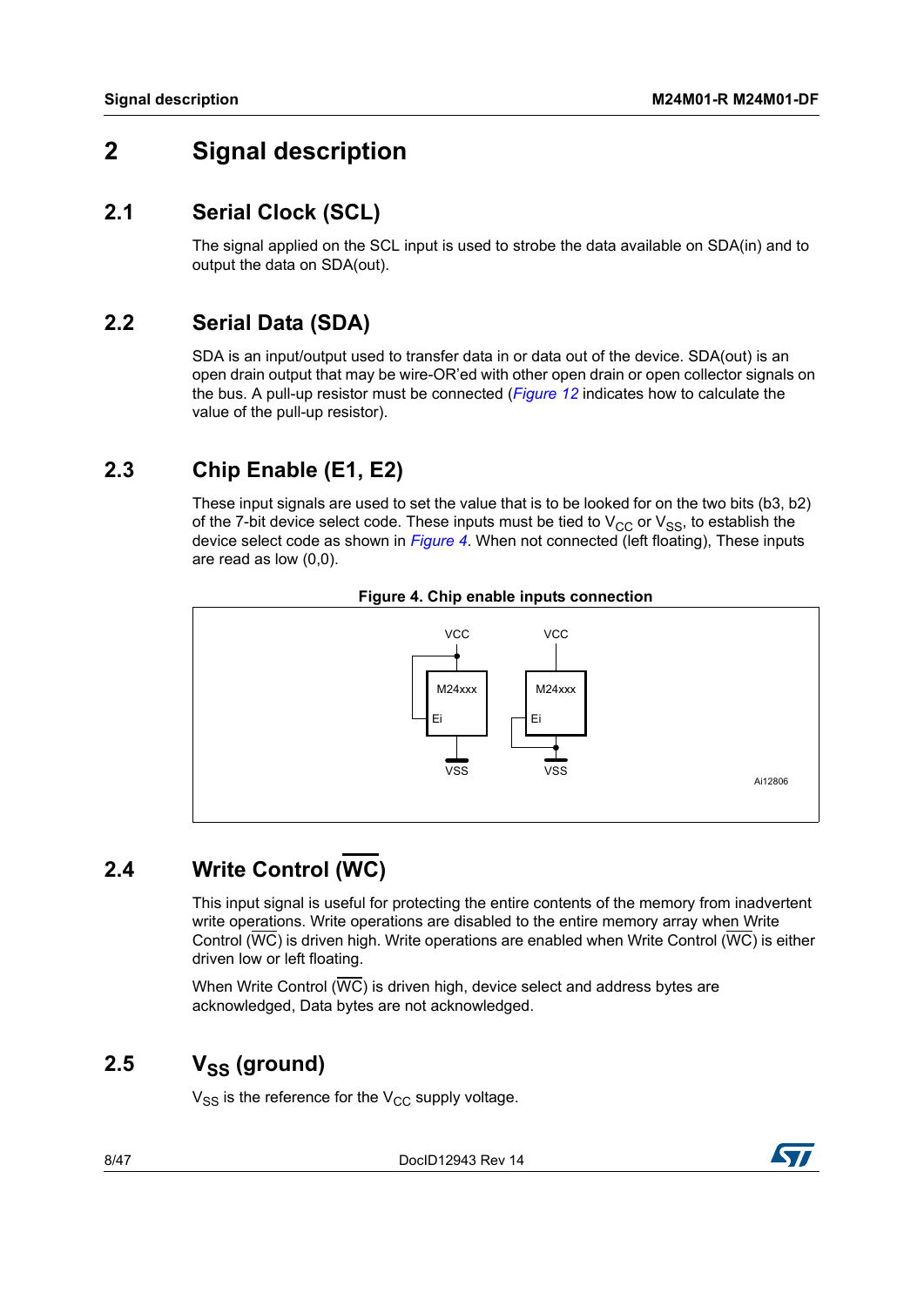# 2 Signal description

## 2.1 Serial Clock (SCL)

The signal applied on the SCL input is used to strobe the data available on SDA(in) and to output the data on SDA(out).

## 2.2 Serial Data (SDA)

SDA is an input/output used to transfer data in or data out of the device. SDA(out) is an open drain output that may be wire-OR'ed with other open drain or open collector signals on the bus. A pull-up resistor must be connected (*Figure 12* indicates how to calculate the value of the pull-up resistor).

## 2.3 Chip Enable (E1, E2)

These input signals are used to set the value that is to be looked for on the two bits (b3, b2) of the 7-bit device select code. These inputs must be tied to $V_{CC}$ or $V_{SS}$, to establish the device select code as shown in *Figure 4*. When not connected (left floating), These inputs are read as low (0,0).

**Figure 4. Chip enable inputs connection**

VCC
M24xxx
Ei
VSS

VCC
M24xxx
Ei
VSS

Ai12806

## 2.4 Write Control ($\overline{WC}$)

This input signal is useful for protecting the entire contents of the memory from inadvertent write operations. Write operations are disabled to the entire memory array when Write Control ($\overline{WC}$) is driven high. Write operations are enabled when Write Control ($\overline{WC}$) is either driven low or left floating.

When Write Control ($\overline{WC}$) is driven high, device select and address bytes are acknowledged, Data bytes are not acknowledged.

## 2.5 $V_{SS}$ (ground)

$V_{SS}$ is the reference for the $V_{CC}$ supply voltage.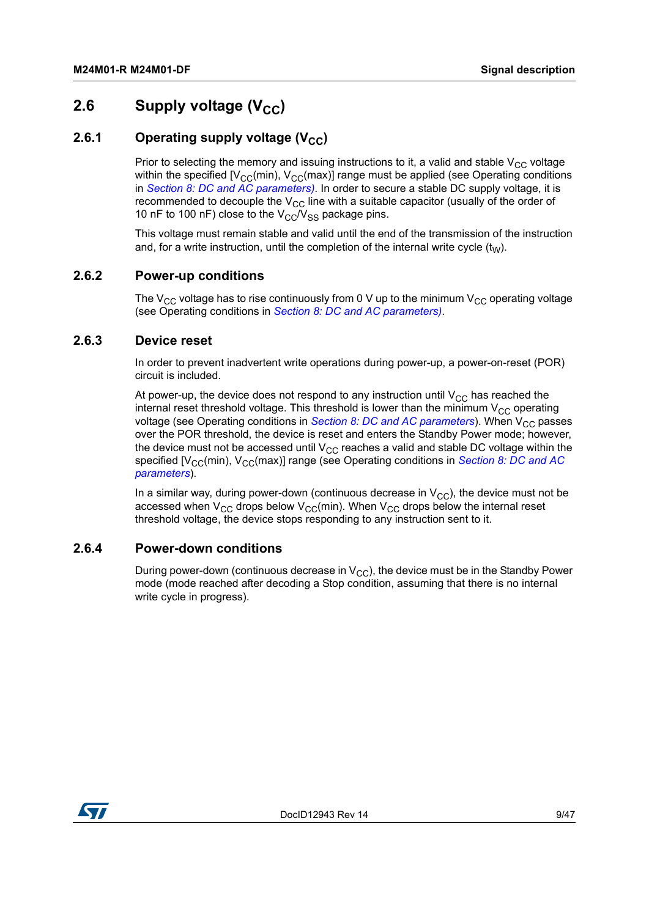## 2.6 Supply voltage ($V_{CC}$)

### 2.6.1 Operating supply voltage ($V_{CC}$)

Prior to selecting the memory and issuing instructions to it, a valid and stable $V_{CC}$ voltage within the specified [$V_{CC}$(min), $V_{CC}$(max)] range must be applied (see Operating conditions in *Section 8: DC and AC parameters)*. In order to secure a stable DC supply voltage, it is recommended to decouple the $V_{CC}$ line with a suitable capacitor (usually of the order of 10 nF to 100 nF) close to the $V_{CC}$/$V_{SS}$ package pins.

This voltage must remain stable and valid until the end of the transmission of the instruction and, for a write instruction, until the completion of the internal write cycle ($t_W$).

### 2.6.2 Power-up conditions

The $V_{CC}$ voltage has to rise continuously from 0 V up to the minimum $V_{CC}$ operating voltage (see Operating conditions in *Section 8: DC and AC parameters)*.

### 2.6.3 Device reset

In order to prevent inadvertent write operations during power-up, a power-on-reset (POR) circuit is included.

At power-up, the device does not respond to any instruction until $V_{CC}$ has reached the internal reset threshold voltage. This threshold is lower than the minimum $V_{CC}$ operating voltage (see Operating conditions in *Section 8: DC and AC parameters*). When $V_{CC}$ passes over the POR threshold, the device is reset and enters the Standby Power mode; however, the device must not be accessed until $V_{CC}$ reaches a valid and stable DC voltage within the specified [$V_{CC}$(min), $V_{CC}$(max)] range (see Operating conditions in *Section 8: DC and AC parameters*).

In a similar way, during power-down (continuous decrease in $V_{CC}$), the device must not be accessed when $V_{CC}$ drops below $V_{CC}$(min). When $V_{CC}$ drops below the internal reset threshold voltage, the device stops responding to any instruction sent to it.

### 2.6.4 Power-down conditions

During power-down (continuous decrease in $V_{CC}$), the device must be in the Standby Power mode (mode reached after decoding a Stop condition, assuming that there is no internal write cycle in progress).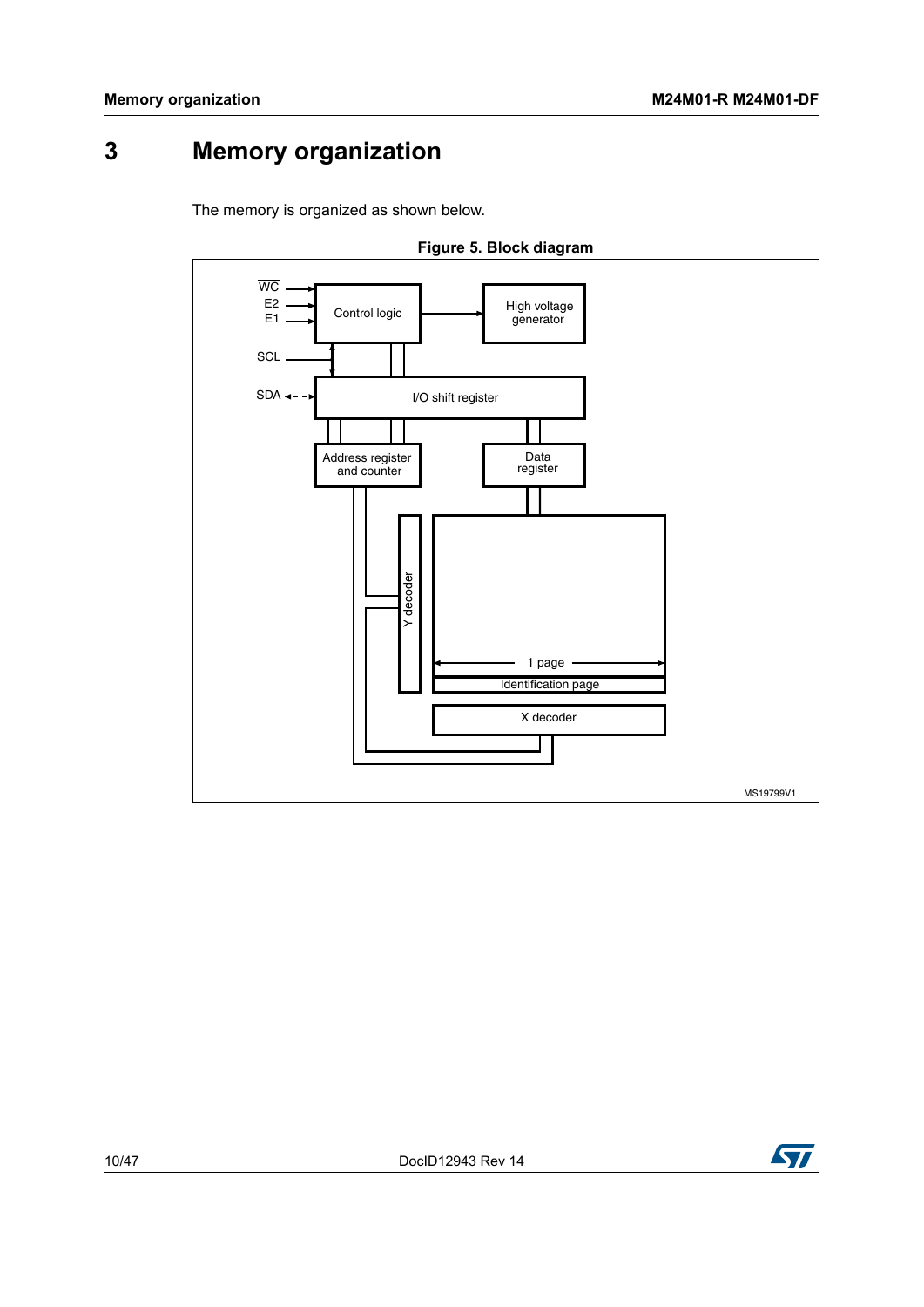# 3 Memory organization

The memory is organized as shown below.

**Figure 5. Block diagram**

WC
E2
E1
Control logic
High voltage generator
SCL
SDA
I/O shift register
Address register and counter
Data register
Y decoder
1 page
Identification page
X decoder
MS19799V1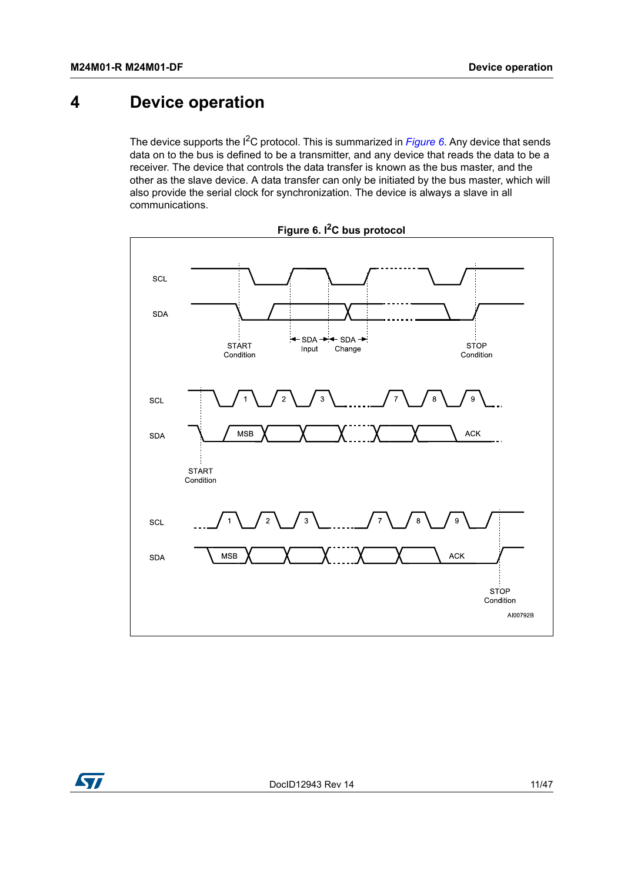# 4 Device operation

The device supports the I$^2$C protocol. This is summarized in *Figure 6*. Any device that sends data on to the bus is defined to be a transmitter, and any device that reads the data to be a receiver. The device that controls the data transfer is known as the bus master, and the other as the slave device. A data transfer can only be initiated by the bus master, which will also provide the serial clock for synchronization. The device is always a slave in all communications.

**Figure 6. I$^2$C bus protocol**

SCL
SDA
START Condition
SDA Input
SDA Change
STOP Condition

SCL 1 2 3 7 8 9
SDA MSB ACK
START Condition

SCL 1 2 3 7 8 9
SDA MSB ACK
STOP Condition

AI00792B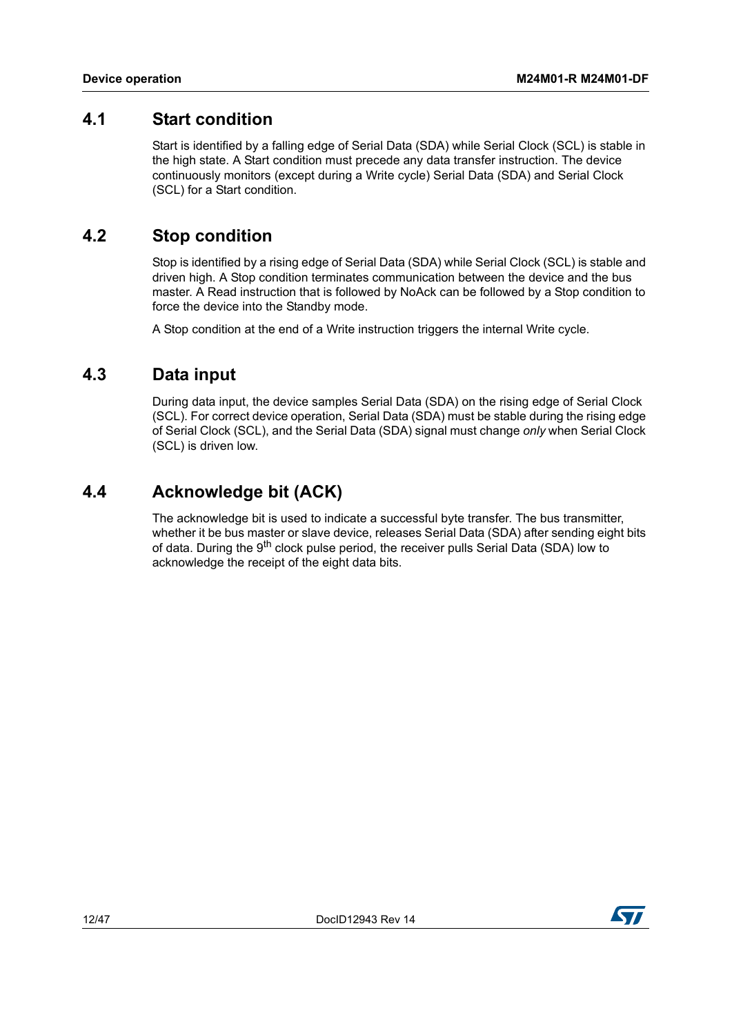## 4.1 Start condition

Start is identified by a falling edge of Serial Data (SDA) while Serial Clock (SCL) is stable in the high state. A Start condition must precede any data transfer instruction. The device continuously monitors (except during a Write cycle) Serial Data (SDA) and Serial Clock (SCL) for a Start condition.

## 4.2 Stop condition

Stop is identified by a rising edge of Serial Data (SDA) while Serial Clock (SCL) is stable and driven high. A Stop condition terminates communication between the device and the bus master. A Read instruction that is followed by NoAck can be followed by a Stop condition to force the device into the Standby mode.

A Stop condition at the end of a Write instruction triggers the internal Write cycle.

## 4.3 Data input

During data input, the device samples Serial Data (SDA) on the rising edge of Serial Clock (SCL). For correct device operation, Serial Data (SDA) must be stable during the rising edge of Serial Clock (SCL), and the Serial Data (SDA) signal must change *only* when Serial Clock (SCL) is driven low.

## 4.4 Acknowledge bit (ACK)

The acknowledge bit is used to indicate a successful byte transfer. The bus transmitter, whether it be bus master or slave device, releases Serial Data (SDA) after sending eight bits of data. During the $9^{th}$ clock pulse period, the receiver pulls Serial Data (SDA) low to acknowledge the receipt of the eight data bits.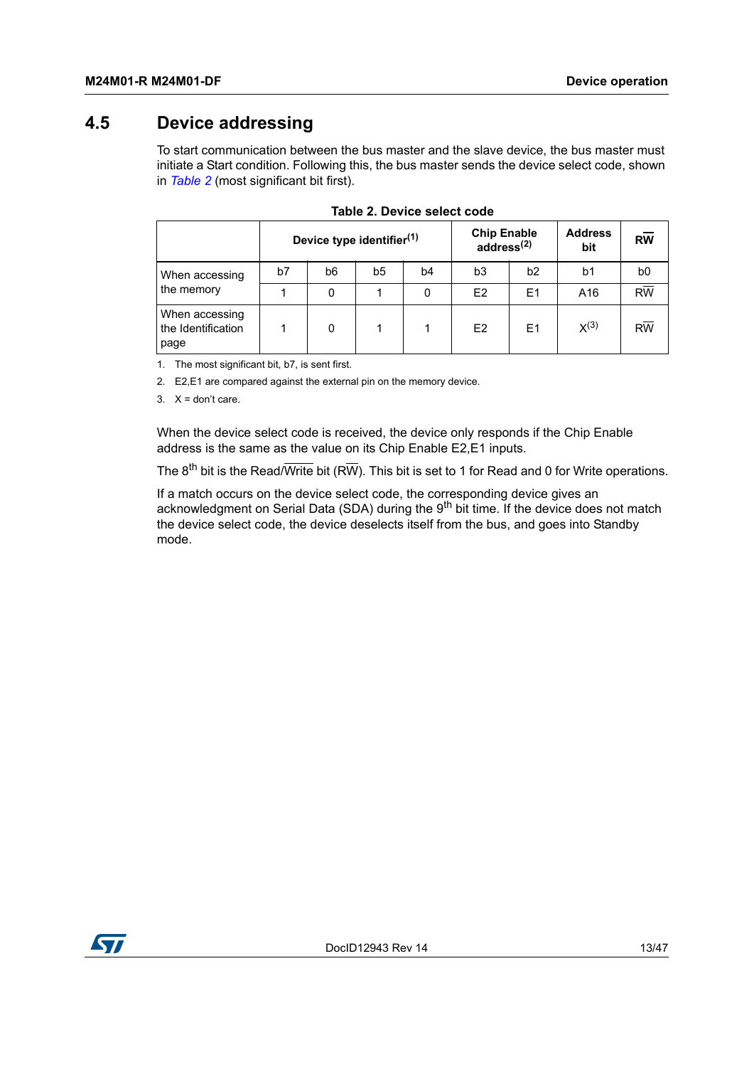## 4.5 Device addressing

To start communication between the bus master and the slave device, the bus master must initiate a Start condition. Following this, the bus master sends the device select code, shown in *Table 2* (most significant bit first).

**Table 2. Device select code**

| | Device type identifier[(1)] | | | | Chip Enable address[(2)] | | Address bit | $R\overline{W}$ |
|---|---|---|---|---|---|---|---|---|
| When accessing the memory | b7 | b6 | b5 | b4 | b3 | b2 | b1 | b0 |
| | 1 | 0 | 1 | 0 | E2 | E1 | A16 | $R\overline{W}$ |
| When accessing the Identification page | 1 | 0 | 1 | 1 | E2 | E1 | X[(3)] | $R\overline{W}$ |

1. The most significant bit, b7, is sent first.
2. E2,E1 are compared against the external pin on the memory device.
3. X = don't care.

When the device select code is received, the device only responds if the Chip Enable address is the same as the value on its Chip Enable E2,E1 inputs.

The 8th bit is the Read/$\overline{\text{Write}}$ bit ($R\overline{W}$). This bit is set to 1 for Read and 0 for Write operations.

If a match occurs on the device select code, the corresponding device gives an acknowledgment on Serial Data (SDA) during the 9th bit time. If the device does not match the device select code, the device deselects itself from the bus, and goes into Standby mode.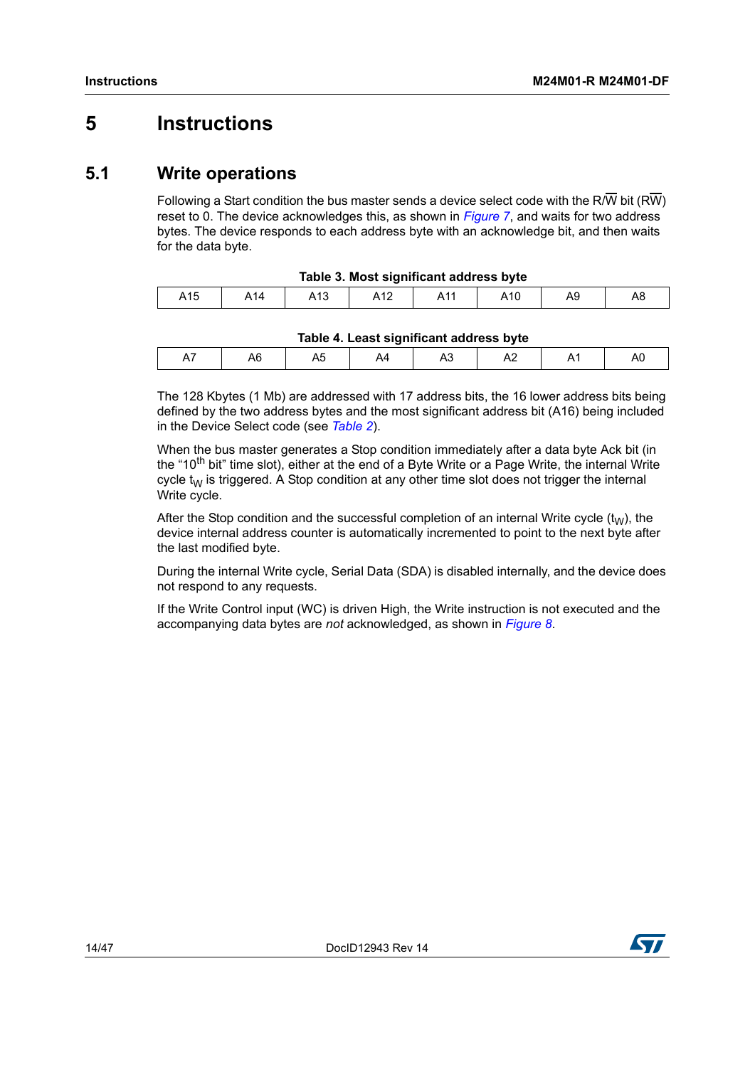# 5 Instructions

## 5.1 Write operations

Following a Start condition the bus master sends a device select code with the R/$\overline{W}$ bit ($R\overline{W}$) reset to 0. The device acknowledges this, as shown in *Figure 7*, and waits for two address bytes. The device responds to each address byte with an acknowledge bit, and then waits for the data byte.

**Table 3. Most significant address byte**

| | | | | | | | |
|---|---|---|---|---|---|---|---|
| A15 | A14 | A13 | A12 | A11 | A10 | A9 | A8 |

**Table 4. Least significant address byte**

| | | | | | | | |
|---|---|---|---|---|---|---|---|
| A7 | A6 | A5 | A4 | A3 | A2 | A1 | A0 |

The 128 Kbytes (1 Mb) are addressed with 17 address bits, the 16 lower address bits being defined by the two address bytes and the most significant address bit (A16) being included in the Device Select code (see *Table 2*).

When the bus master generates a Stop condition immediately after a data byte Ack bit (in the "$10^{th}$ bit" time slot), either at the end of a Byte Write or a Page Write, the internal Write cycle $t_W$ is triggered. A Stop condition at any other time slot does not trigger the internal Write cycle.

After the Stop condition and the successful completion of an internal Write cycle ($t_W$), the device internal address counter is automatically incremented to point to the next byte after the last modified byte.

During the internal Write cycle, Serial Data (SDA) is disabled internally, and the device does not respond to any requests.

If the Write Control input (WC) is driven High, the Write instruction is not executed and the accompanying data bytes are *not* acknowledged, as shown in *Figure 8*.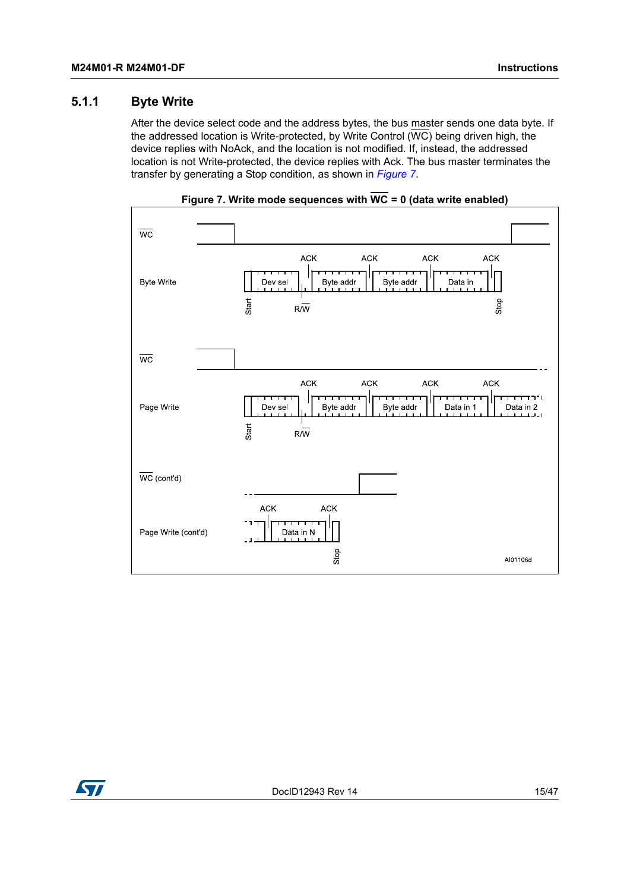### 5.1.1 Byte Write

After the device select code and the address bytes, the bus master sends one data byte. If the addressed location is Write-protected, by Write Control ($\overline{WC}$) being driven high, the device replies with NoAck, and the location is not modified. If, instead, the addressed location is not Write-protected, the device replies with Ack. The bus master terminates the transfer by generating a Stop condition, as shown in *Figure 7*.

**Figure 7. Write mode sequences with $\overline{WC}$ = 0 (data write enabled)**

$\overline{WC}$

Byte Write

ACK ACK ACK ACK

Dev sel Byte addr Byte addr Data in

Start R/$\overline{W}$ Stop

$\overline{WC}$

Page Write

ACK ACK ACK ACK

Dev sel Byte addr Byte addr Data in 1 Data in 2

Start R/$\overline{W}$

$\overline{WC}$ (cont'd)

Page Write (cont'd)

ACK ACK

Data in N

Stop

AI01106d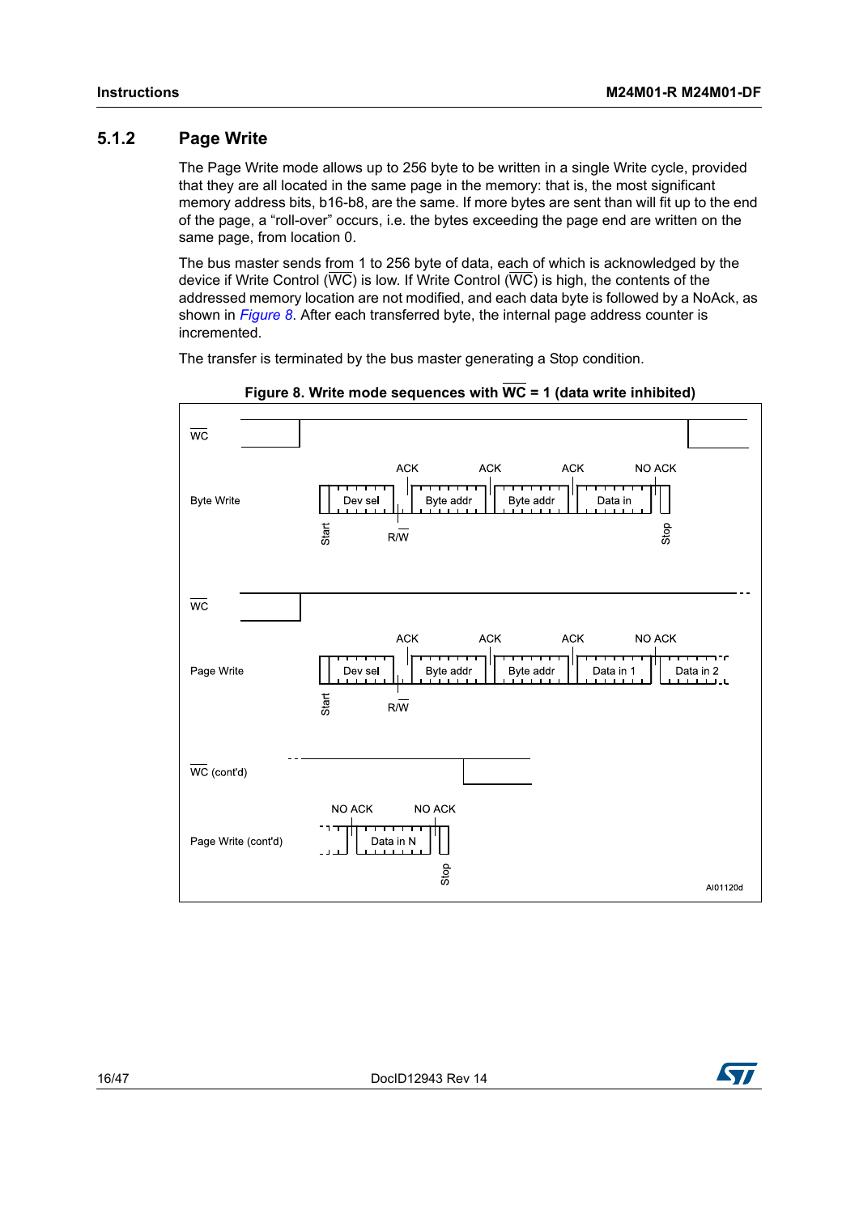### 5.1.2 Page Write

The Page Write mode allows up to 256 byte to be written in a single Write cycle, provided that they are all located in the same page in the memory: that is, the most significant memory address bits, b16-b8, are the same. If more bytes are sent than will fit up to the end of the page, a “roll-over” occurs, i.e. the bytes exceeding the page end are written on the same page, from location 0.

The bus master sends from 1 to 256 byte of data, each of which is acknowledged by the device if Write Control ($\overline{WC}$) is low. If Write Control ($\overline{WC}$) is high, the contents of the addressed memory location are not modified, and each data byte is followed by a NoAck, as shown in *Figure 8*. After each transferred byte, the internal page address counter is incremented.

The transfer is terminated by the bus master generating a Stop condition.

**Figure 8. Write mode sequences with $\overline{WC}$ = 1 (data write inhibited)**

$\overline{WC}$

Byte Write

ACK ACK ACK NO ACK

Dev sel Byte addr Byte addr Data in

Start R/$\overline{W}$ Stop

$\overline{WC}$

Page Write

ACK ACK ACK NO ACK

Dev sel Byte addr Byte addr Data in 1 Data in 2

Start R/$\overline{W}$

$\overline{WC}$ (cont'd)

Page Write (cont'd)

NO ACK NO ACK

Data in N

Stop

AI01120d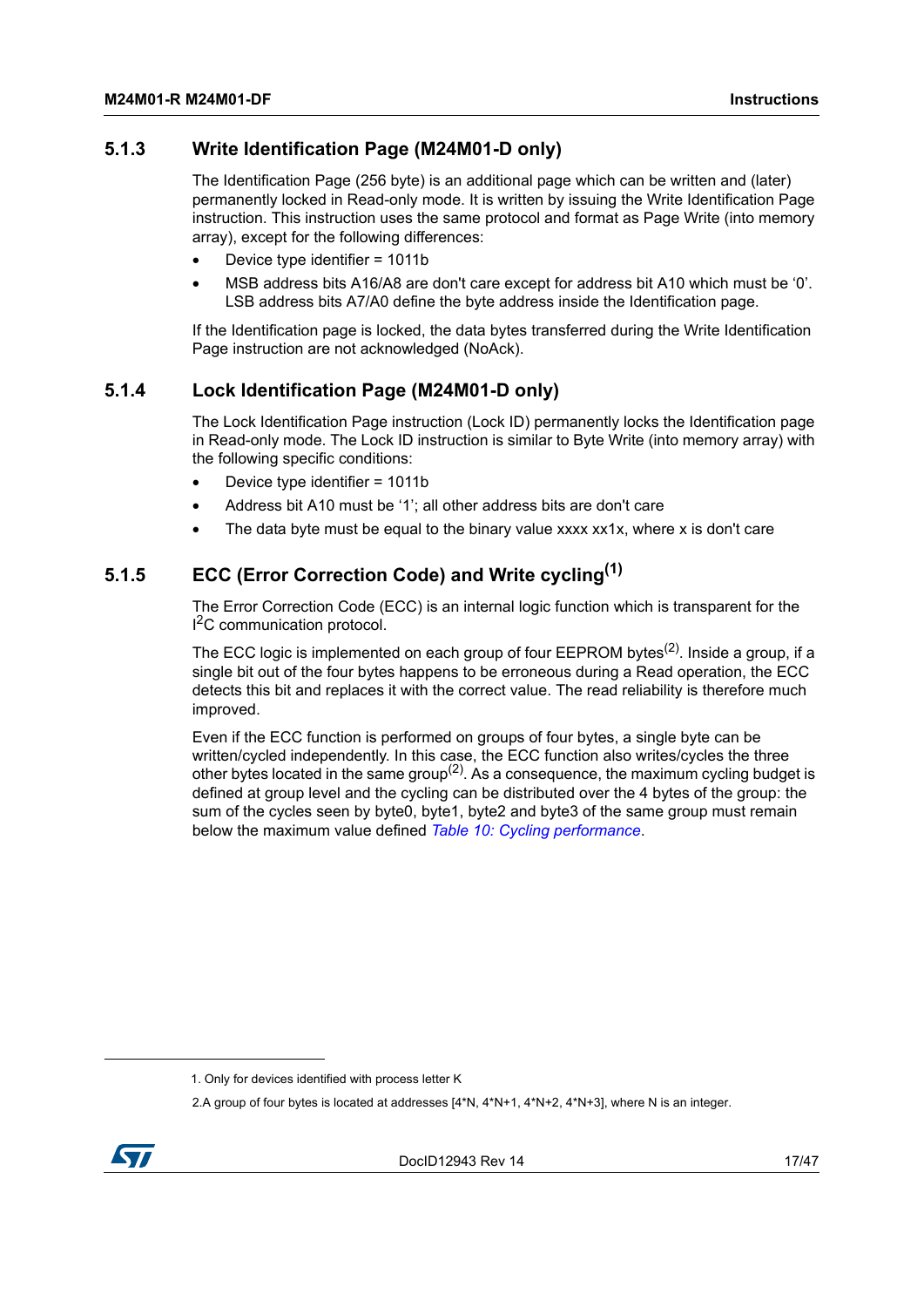### 5.1.3 Write Identification Page (M24M01-D only)

The Identification Page (256 byte) is an additional page which can be written and (later) permanently locked in Read-only mode. It is written by issuing the Write Identification Page instruction. This instruction uses the same protocol and format as Page Write (into memory array), except for the following differences:

- Device type identifier = 1011b
- MSB address bits A16/A8 are don't care except for address bit A10 which must be ‘0’. LSB address bits A7/A0 define the byte address inside the Identification page.

If the Identification page is locked, the data bytes transferred during the Write Identification Page instruction are not acknowledged (NoAck).

### 5.1.4 Lock Identification Page (M24M01-D only)

The Lock Identification Page instruction (Lock ID) permanently locks the Identification page in Read-only mode. The Lock ID instruction is similar to Byte Write (into memory array) with the following specific conditions:

- Device type identifier = 1011b
- Address bit A10 must be ‘1’; all other address bits are don't care
- The data byte must be equal to the binary value xxxx xx1x, where x is don't care

### 5.1.5 ECC (Error Correction Code) and Write cycling[1]

The Error Correction Code (ECC) is an internal logic function which is transparent for the $I^2C$ communication protocol.

The ECC logic is implemented on each group of four EEPROM bytes[2]. Inside a group, if a single bit out of the four bytes happens to be erroneous during a Read operation, the ECC detects this bit and replaces it with the correct value. The read reliability is therefore much improved.

Even if the ECC function is performed on groups of four bytes, a single byte can be written/cycled independently. In this case, the ECC function also writes/cycles the three other bytes located in the same group[2]. As a consequence, the maximum cycling budget is defined at group level and the cycling can be distributed over the 4 bytes of the group: the sum of the cycles seen by byte0, byte1, byte2 and byte3 of the same group must remain below the maximum value defined *Table 10: Cycling performance*.

1. Only for devices identified with process letter K

2. A group of four bytes is located at addresses [4*N, 4*N+1, 4*N+2, 4*N+3], where N is an integer.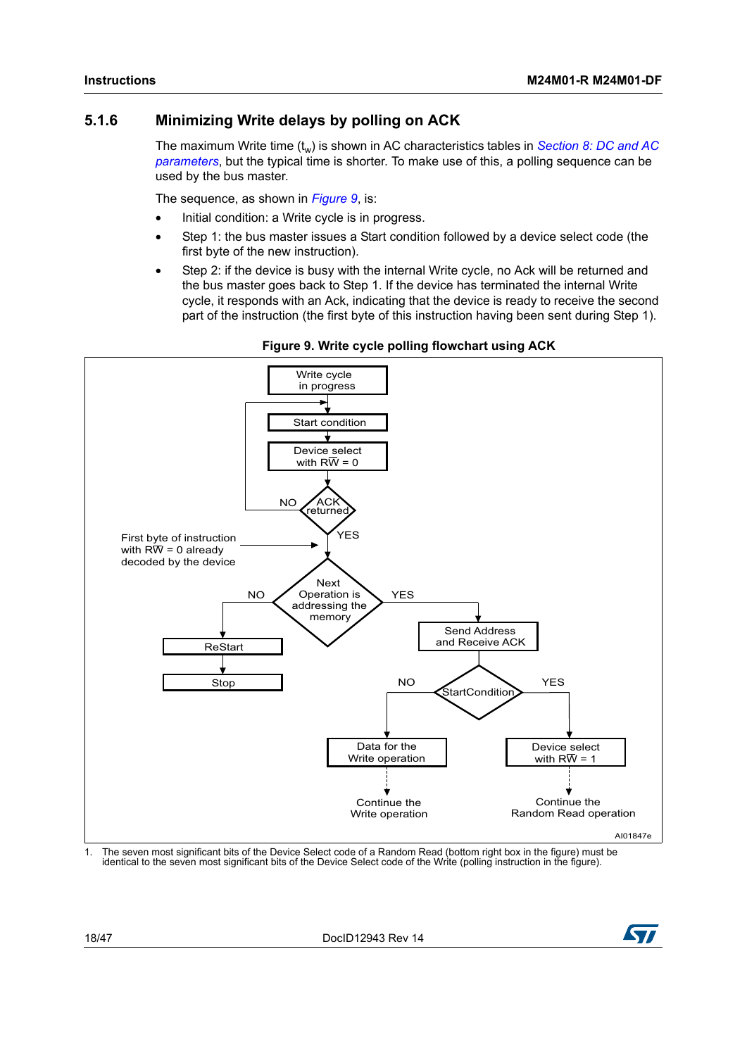### 5.1.6 Minimizing Write delays by polling on ACK

The maximum Write time ($t_w$) is shown in AC characteristics tables in *Section 8: DC and AC parameters*, but the typical time is shorter. To make use of this, a polling sequence can be used by the bus master.

The sequence, as shown in *Figure 9*, is:

- Initial condition: a Write cycle is in progress.
- Step 1: the bus master issues a Start condition followed by a device select code (the first byte of the new instruction).
- Step 2: if the device is busy with the internal Write cycle, no Ack will be returned and the bus master goes back to Step 1. If the device has terminated the internal Write cycle, it responds with an Ack, indicating that the device is ready to receive the second part of the instruction (the first byte of this instruction having been sent during Step 1).

**Figure 9. Write cycle polling flowchart using ACK**

Write cycle in progress

Start condition

Device select with RW = 0

ACK returned

NO

YES

First byte of instruction with RW = 0 already decoded by the device

Next Operation is addressing the memory

NO

YES

ReStart

Stop

Send Address and Receive ACK

StartCondition

NO

YES

Data for the Write operation

Device select with RW = 1

Continue the Write operation

Continue the Random Read operation

AI01847e

1. The seven most significant bits of the Device Select code of a Random Read (bottom right box in the figure) must be identical to the seven most significant bits of the Device Select code of the Write (polling instruction in the figure).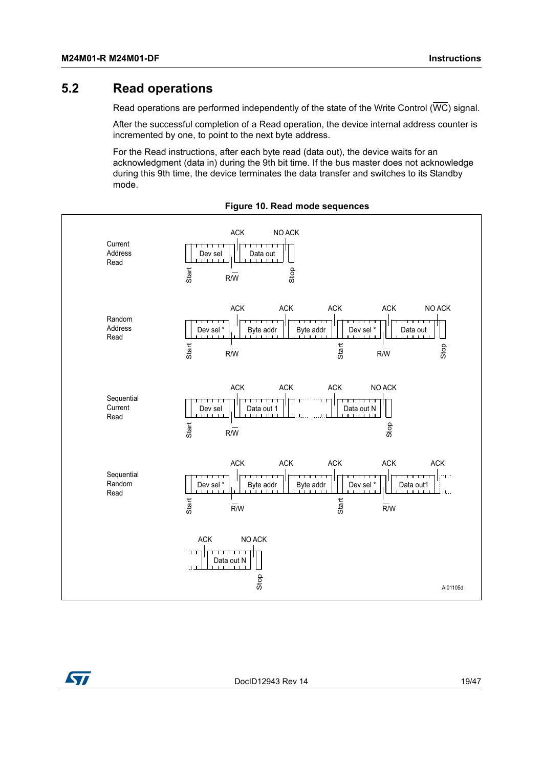## 5.2 Read operations

Read operations are performed independently of the state of the Write Control ($\overline{WC}$) signal.

After the successful completion of a Read operation, the device internal address counter is incremented by one, to point to the next byte address.

For the Read instructions, after each byte read (data out), the device waits for an acknowledgment (data in) during the 9th bit time. If the bus master does not acknowledge during this 9th time, the device terminates the data transfer and switches to its Standby mode.

**Figure 10. Read mode sequences**

Current Address Read

ACK NO ACK

Dev sel Data out

Start R/$\overline{W}$ Stop

Random Address Read

ACK ACK ACK ACK NO ACK

Dev sel * Byte addr Byte addr Dev sel * Data out

Start R/$\overline{W}$ Start R/$\overline{W}$ Stop

Sequential Current Read

ACK ACK ACK NO ACK

Dev sel Data out 1 Data out N

Start R/$\overline{W}$ Stop

Sequential Random Read

ACK ACK ACK ACK ACK

Dev sel * Byte addr Byte addr Dev sel * Data out1

Start R/$\overline{W}$ Start R/$\overline{W}$

ACK NO ACK

Data out N

Stop

AI01105d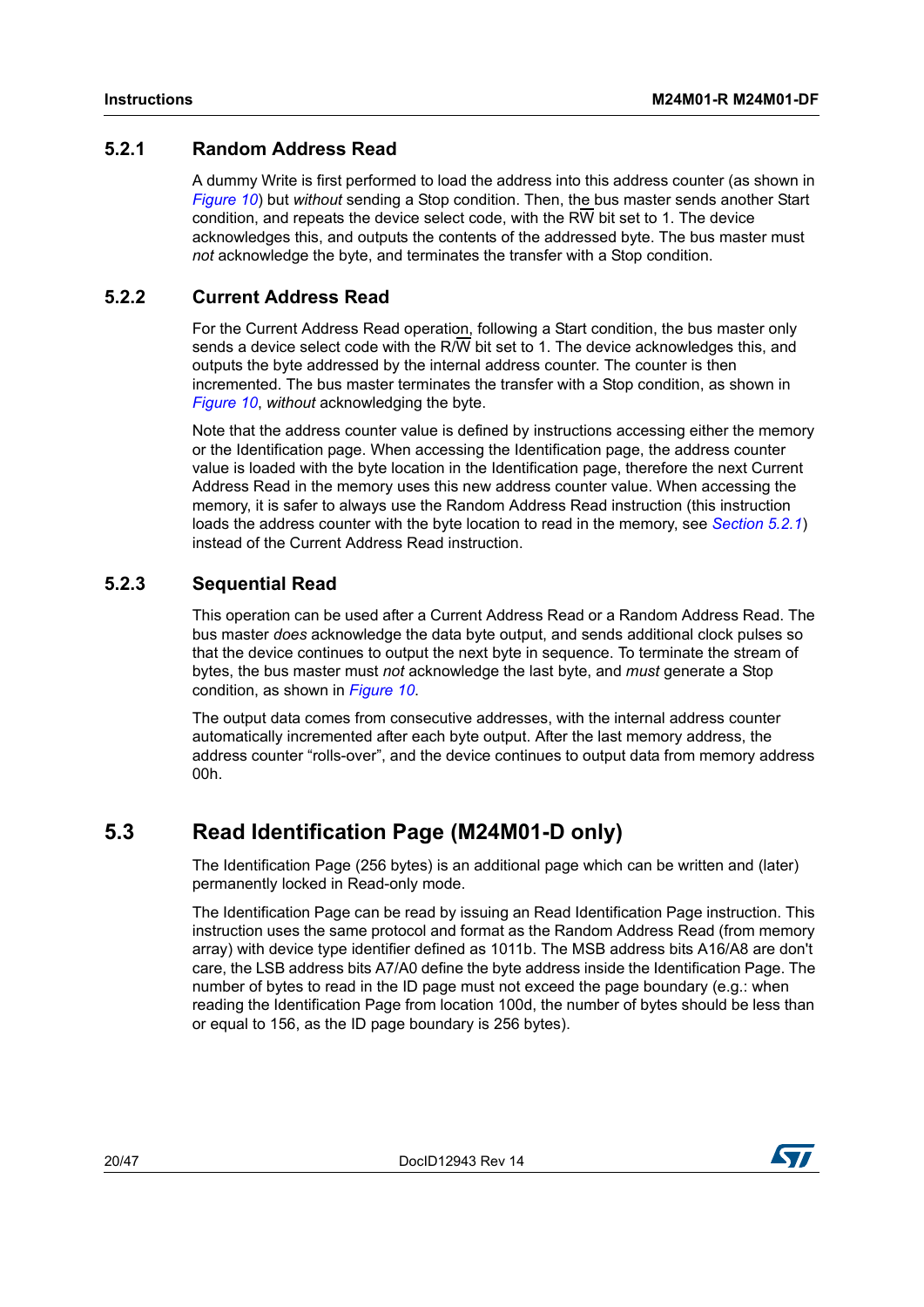### 5.2.1 Random Address Read

A dummy Write is first performed to load the address into this address counter (as shown in *Figure 10*) but *without* sending a Stop condition. Then, the bus master sends another Start condition, and repeats the device select code, with the R$\overline{W}$ bit set to 1. The device acknowledges this, and outputs the contents of the addressed byte. The bus master must *not* acknowledge the byte, and terminates the transfer with a Stop condition.

### 5.2.2 Current Address Read

For the Current Address Read operation, following a Start condition, the bus master only sends a device select code with the R/$\overline{W}$ bit set to 1. The device acknowledges this, and outputs the byte addressed by the internal address counter. The counter is then incremented. The bus master terminates the transfer with a Stop condition, as shown in *Figure 10*, *without* acknowledging the byte.

Note that the address counter value is defined by instructions accessing either the memory or the Identification page. When accessing the Identification page, the address counter value is loaded with the byte location in the Identification page, therefore the next Current Address Read in the memory uses this new address counter value. When accessing the memory, it is safer to always use the Random Address Read instruction (this instruction loads the address counter with the byte location to read in the memory, see *Section 5.2.1*) instead of the Current Address Read instruction.

### 5.2.3 Sequential Read

This operation can be used after a Current Address Read or a Random Address Read. The bus master *does* acknowledge the data byte output, and sends additional clock pulses so that the device continues to output the next byte in sequence. To terminate the stream of bytes, the bus master must *not* acknowledge the last byte, and *must* generate a Stop condition, as shown in *Figure 10*.

The output data comes from consecutive addresses, with the internal address counter automatically incremented after each byte output. After the last memory address, the address counter "rolls-over", and the device continues to output data from memory address 00h.

## 5.3 Read Identification Page (M24M01-D only)

The Identification Page (256 bytes) is an additional page which can be written and (later) permanently locked in Read-only mode.

The Identification Page can be read by issuing an Read Identification Page instruction. This instruction uses the same protocol and format as the Random Address Read (from memory array) with device type identifier defined as 1011b. The MSB address bits A16/A8 are don't care, the LSB address bits A7/A0 define the byte address inside the Identification Page. The number of bytes to read in the ID page must not exceed the page boundary (e.g.: when reading the Identification Page from location 100d, the number of bytes should be less than or equal to 156, as the ID page boundary is 256 bytes).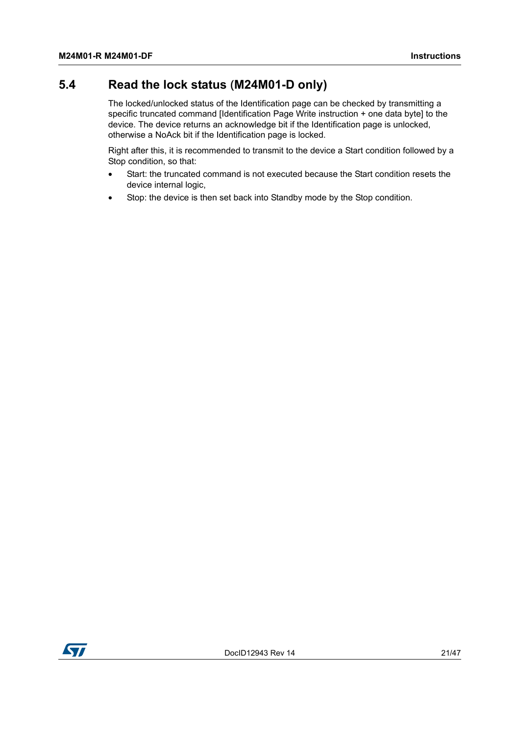## 5.4 Read the lock status (M24M01-D only)

The locked/unlocked status of the Identification page can be checked by transmitting a specific truncated command [Identification Page Write instruction + one data byte] to the device. The device returns an acknowledge bit if the Identification page is unlocked, otherwise a NoAck bit if the Identification page is locked.

Right after this, it is recommended to transmit to the device a Start condition followed by a Stop condition, so that:

- Start: the truncated command is not executed because the Start condition resets the device internal logic,
- Stop: the device is then set back into Standby mode by the Stop condition.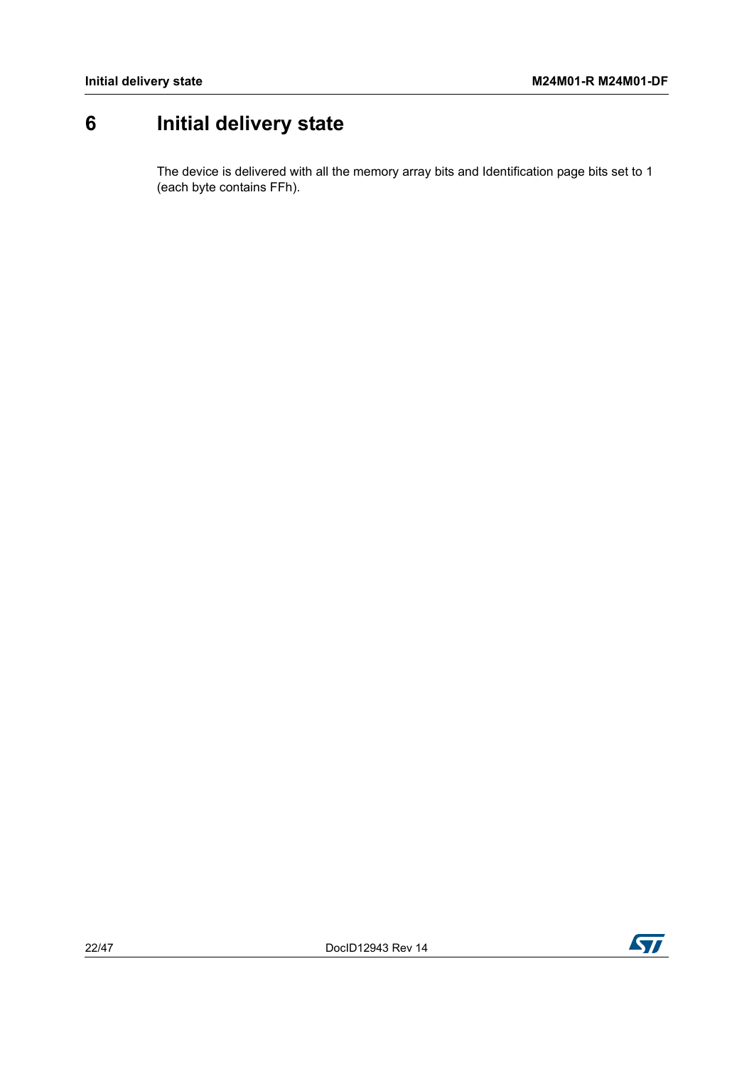# 6 Initial delivery state

The device is delivered with all the memory array bits and Identification page bits set to 1 (each byte contains FFh).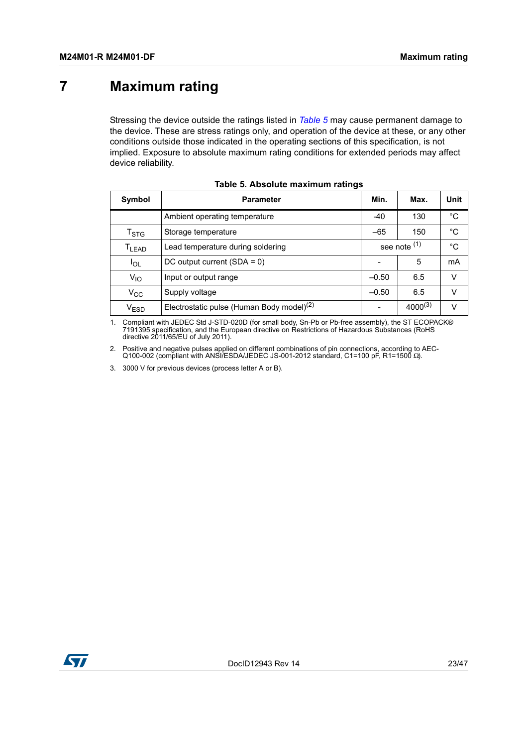# 7 Maximum rating

Stressing the device outside the ratings listed in *Table 5* may cause permanent damage to the device. These are stress ratings only, and operation of the device at these, or any other conditions outside those indicated in the operating sections of this specification, is not implied. Exposure to absolute maximum rating conditions for extended periods may affect device reliability.

**Table 5. Absolute maximum ratings**

| Symbol | Parameter | Min. | Max. | Unit |
|---|---|---|---|---|
| | Ambient operating temperature | -40 | 130 | °C |
| $T_{STG}$ | Storage temperature | –65 | 150 | °C |
| $T_{LEAD}$ | Lead temperature during soldering | see note [1] | | °C |
| $I_{OL}$ | DC output current (SDA = 0) | - | 5 | mA |
| $V_{IO}$ | Input or output range | –0.50 | 6.5 | V |
| $V_{CC}$ | Supply voltage | –0.50 | 6.5 | V |
| $V_{ESD}$ | Electrostatic pulse (Human Body model)[2] | - | 4000[3] | V |

1. Compliant with JEDEC Std J-STD-020D (for small body, Sn-Pb or Pb-free assembly), the ST ECOPACK® 7191395 specification, and the European directive on Restrictions of Hazardous Substances (RoHS directive 2011/65/EU of July 2011).
2. Positive and negative pulses applied on different combinations of pin connections, according to AEC-Q100-002 (compliant with ANSI/ESDA/JEDEC JS-001-2012 standard, C1=100 pF, R1=1500 Ω).
3. 3000 V for previous devices (process letter A or B).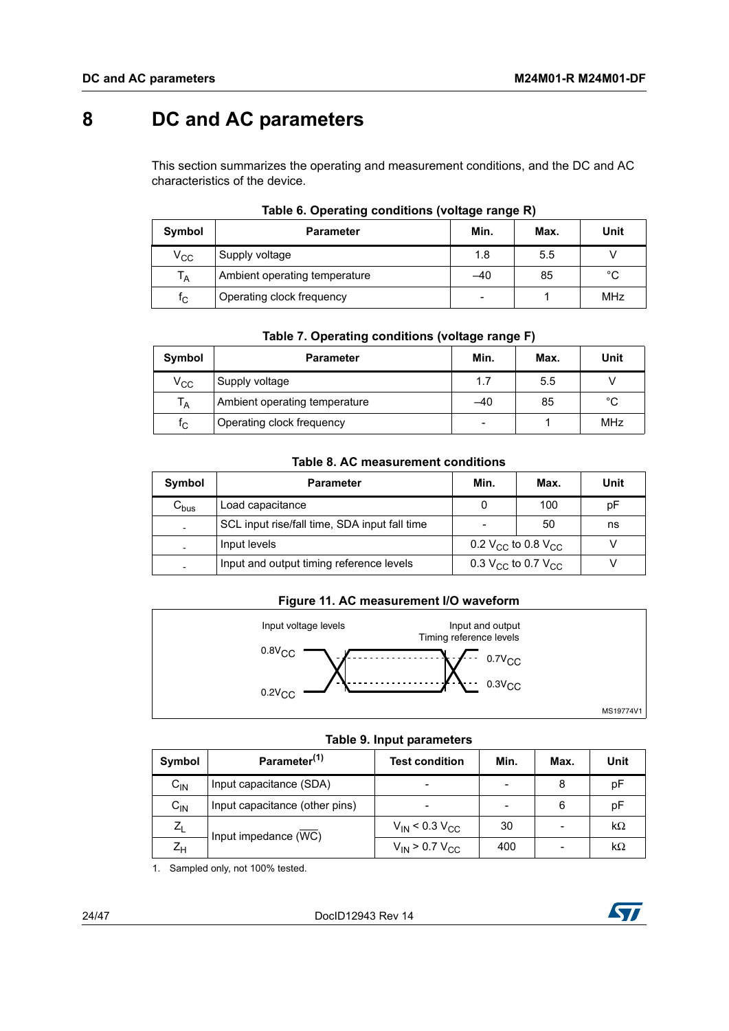# 8 DC and AC parameters

This section summarizes the operating and measurement conditions, and the DC and AC characteristics of the device.

**Table 6. Operating conditions (voltage range R)**

| Symbol | Parameter | Min. | Max. | Unit |
|---|---|---|---|---|
| $V_{CC}$ | Supply voltage | 1.8 | 5.5 | V |
| $T_A$ | Ambient operating temperature | –40 | 85 | °C |
| $f_C$ | Operating clock frequency | - | 1 | MHz |

**Table 7. Operating conditions (voltage range F)**

| Symbol | Parameter | Min. | Max. | Unit |
|---|---|---|---|---|
| $V_{CC}$ | Supply voltage | 1.7 | 5.5 | V |
| $T_A$ | Ambient operating temperature | –40 | 85 | °C |
| $f_C$ | Operating clock frequency | - | 1 | MHz |

**Table 8. AC measurement conditions**

| Symbol | Parameter | Min. | Max. | Unit |
|---|---|---|---|---|
| $C_{bus}$ | Load capacitance | 0 | 100 | pF |
| - | SCL input rise/fall time, SDA input fall time | - | 50 | ns |
| - | Input levels | 0.2 $V_{CC}$ to 0.8 $V_{CC}$ | | V |
| - | Input and output timing reference levels | 0.3 $V_{CC}$ to 0.7 $V_{CC}$ | | V |

**Figure 11. AC measurement I/O waveform**

Input voltage levels

Input and output Timing reference levels

0.8$V_{CC}$

0.2$V_{CC}$

0.7$V_{CC}$

0.3$V_{CC}$

MS19774V1

**Table 9. Input parameters**

| Symbol | Parameter(1) | Test condition | Min. | Max. | Unit |
|---|---|---|---|---|---|
| $C_{IN}$ | Input capacitance (SDA) | - | - | 8 | pF |
| $C_{IN}$ | Input capacitance (other pins) | - | - | 6 | pF |
| $Z_L$ | Input impedance ($\overline{WC}$) | $V_{IN}$ < 0.3 $V_{CC}$ | 30 | - | kΩ |
| $Z_H$ | | $V_{IN}$ > 0.7 $V_{CC}$ | 400 | - | kΩ |

1. Sampled only, not 100% tested.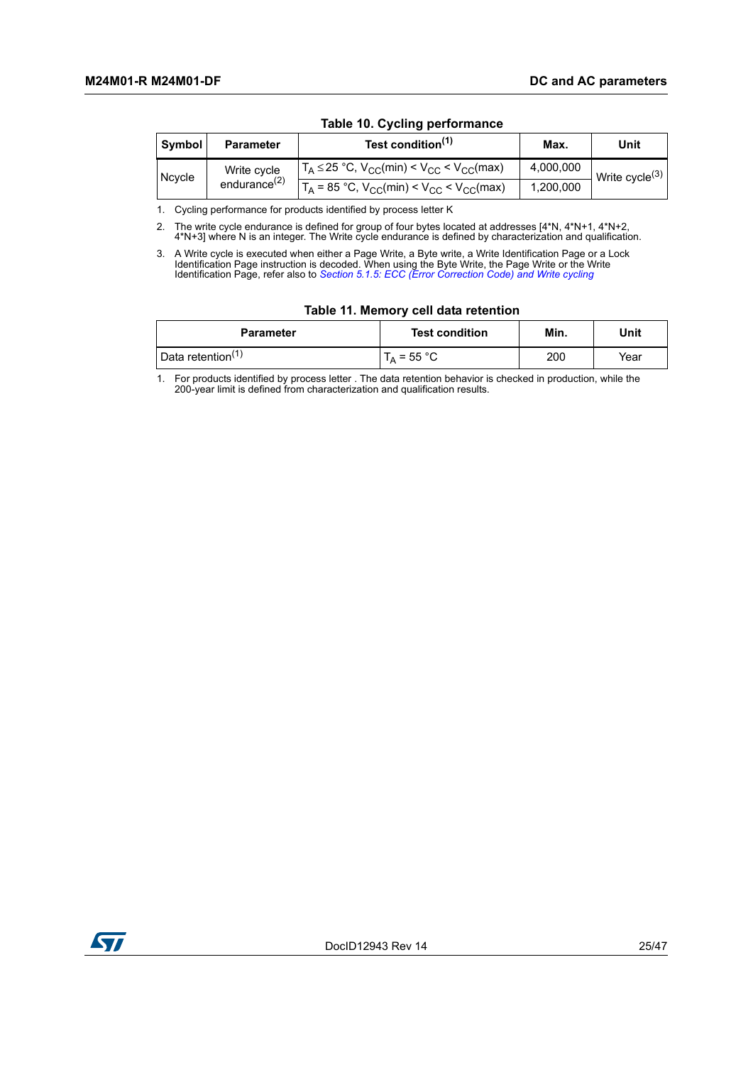**Table 10. Cycling performance**

| Symbol | Parameter | Test condition[1] | Max. | Unit |
|---|---|---|---|---|
| Ncycle | Write cycle endurance[2] | $T_A \leq 25$ °C, $V_{CC}(min) < V_{CC} < V_{CC}(max)$ | 4,000,000 | Write cycle[3] |
| | | $T_A = 85$ °C, $V_{CC}(min) < V_{CC} < V_{CC}(max)$ | 1,200,000 | |

1. Cycling performance for products identified by process letter K
2. The write cycle endurance is defined for group of four bytes located at addresses [4*N, 4*N+1, 4*N+2, 4*N+3] where N is an integer. The Write cycle endurance is defined by characterization and qualification.
3. A Write cycle is executed when either a Page Write, a Byte write, a Write Identification Page or a Lock Identification Page instruction is decoded. When using the Byte Write, the Page Write or the Write Identification Page, refer also to *Section 5.1.5: ECC (Error Correction Code) and Write cycling*

**Table 11. Memory cell data retention**

| Parameter | Test condition | Min. | Unit |
|---|---|---|---|
| Data retention[1] | $T_A = 55$ °C | 200 | Year |

1. For products identified by process letter . The data retention behavior is checked in production, while the 200-year limit is defined from characterization and qualification results.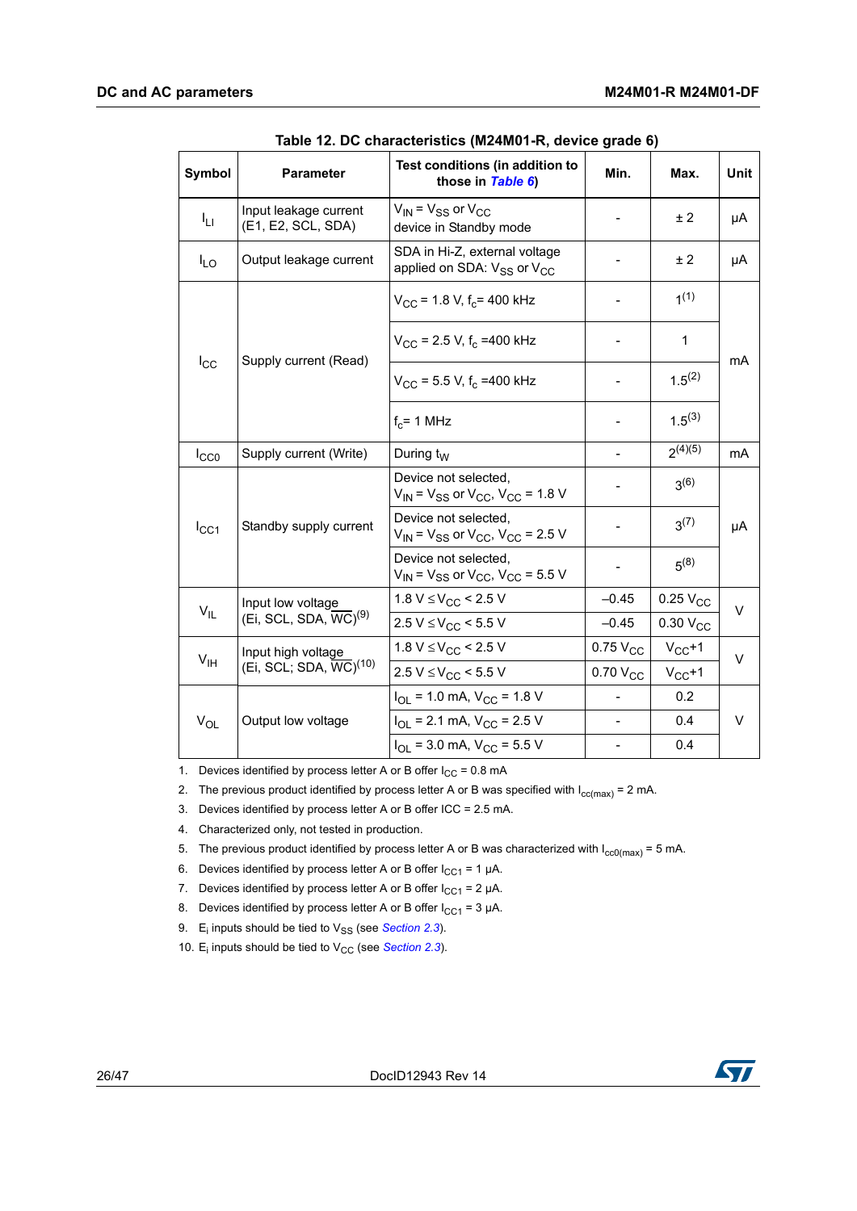**Table 12. DC characteristics (M24M01-R, device grade 6)**

| Symbol | Parameter | Test conditions (in addition to those in *Table 6*) | Min. | Max. | Unit |
|---|---|---|---|---|---|
| $I_{LI}$ | Input leakage current (E1, E2, SCL, SDA) | $V_{IN} = V_{SS}$ or $V_{CC}$ device in Standby mode | - | ± 2 | µA |
| $I_{LO}$ | Output leakage current | SDA in Hi-Z, external voltage applied on SDA: $V_{SS}$ or $V_{CC}$ | - | ± 2 | µA |
| $I_{CC}$ | Supply current (Read) | $V_{CC}$ = 1.8 V, $f_c$= 400 kHz | - | 1(1) | mA |
| | | $V_{CC}$ = 2.5 V, $f_c$ =400 kHz | - | 1 | |
| | | $V_{CC}$ = 5.5 V, $f_c$ =400 kHz | - | 1.5(2) | |
| | | $f_c$= 1 MHz | - | 1.5(3) | |
| $I_{CC0}$ | Supply current (Write) | During $t_W$ | - | 2(4)(5) | mA |
| $I_{CC1}$ | Standby supply current | Device not selected, $V_{IN} = V_{SS}$ or $V_{CC}$, $V_{CC}$ = 1.8 V | - | 3(6) | µA |
| | | Device not selected, $V_{IN} = V_{SS}$ or $V_{CC}$, $V_{CC}$ = 2.5 V | - | 3(7) | |
| | | Device not selected, $V_{IN} = V_{SS}$ or $V_{CC}$, $V_{CC}$ = 5.5 V | - | 5(8) | |
| $V_{IL}$ | Input low voltage (Ei, SCL, SDA, $\overline{WC}$)(9) | 1.8 V ≤ $V_{CC}$ < 2.5 V | –0.45 | 0.25 $V_{CC}$ | V |
| | | 2.5 V ≤ $V_{CC}$ < 5.5 V | –0.45 | 0.30 $V_{CC}$ | |
| $V_{IH}$ | Input high voltage (Ei, SCL; SDA, $\overline{WC}$)(10) | 1.8 V ≤ $V_{CC}$ < 2.5 V | 0.75 $V_{CC}$ | $V_{CC}$+1 | V |
| | | 2.5 V ≤ $V_{CC}$ < 5.5 V | 0.70 $V_{CC}$ | $V_{CC}$+1 | |
| $V_{OL}$ | Output low voltage | $I_{OL}$ = 1.0 mA, $V_{CC}$ = 1.8 V | - | 0.2 | V |
| | | $I_{OL}$ = 2.1 mA, $V_{CC}$ = 2.5 V | - | 0.4 | |
| | | $I_{OL}$ = 3.0 mA, $V_{CC}$ = 5.5 V | - | 0.4 | |

1. Devices identified by process letter A or B offer $I_{CC}$ = 0.8 mA
2. The previous product identified by process letter A or B was specified with $I_{cc(max)}$ = 2 mA.
3. Devices identified by process letter A or B offer ICC = 2.5 mA.
4. Characterized only, not tested in production.
5. The previous product identified by process letter A or B was characterized with $I_{cc0(max)}$ = 5 mA.
6. Devices identified by process letter A or B offer $I_{CC1}$ = 1 µA.
7. Devices identified by process letter A or B offer $I_{CC1}$ = 2 µA.
8. Devices identified by process letter A or B offer $I_{CC1}$ = 3 µA.
9. $E_i$ inputs should be tied to $V_{SS}$ (see *Section 2.3*).
10. $E_i$ inputs should be tied to $V_{CC}$ (see *Section 2.3*).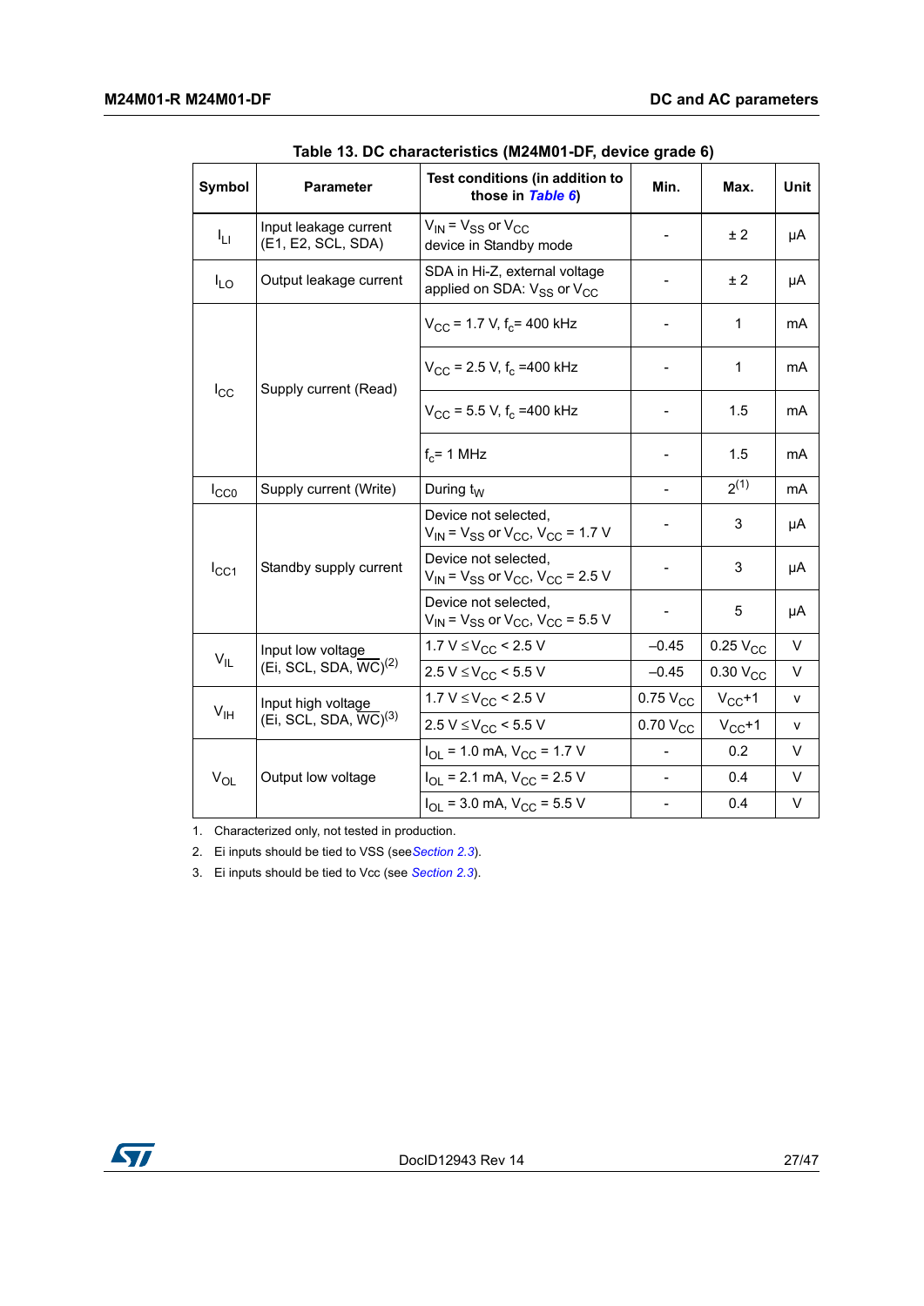**Table 13. DC characteristics (M24M01-DF, device grade 6)**

| Symbol | Parameter | Test conditions (in addition to those in *Table 6*) | Min. | Max. | Unit |
|---|---|---|---|---|---|
| $I_{LI}$ | Input leakage current (E1, E2, SCL, SDA) | $V_{IN} = V_{SS}$ or $V_{CC}$ device in Standby mode | - | ± 2 | µA |
| $I_{LO}$ | Output leakage current | SDA in Hi-Z, external voltage applied on SDA: $V_{SS}$ or $V_{CC}$ | - | ± 2 | µA |
| $I_{CC}$ | Supply current (Read) | $V_{CC}$ = 1.7 V, $f_c$= 400 kHz | - | 1 | mA |
| | | $V_{CC}$ = 2.5 V, $f_c$ =400 kHz | - | 1 | mA |
| | | $V_{CC}$ = 5.5 V, $f_c$ =400 kHz | - | 1.5 | mA |
| | | $f_c$= 1 MHz | - | 1.5 | mA |
| $I_{CC0}$ | Supply current (Write) | During $t_W$ | - | 2(1) | mA |
| $I_{CC1}$ | Standby supply current | Device not selected, $V_{IN} = V_{SS}$ or $V_{CC}$, $V_{CC}$ = 1.7 V | - | 3 | µA |
| | | Device not selected, $V_{IN} = V_{SS}$ or $V_{CC}$, $V_{CC}$ = 2.5 V | - | 3 | µA |
| | | Device not selected, $V_{IN} = V_{SS}$ or $V_{CC}$, $V_{CC}$ = 5.5 V | - | 5 | µA |
| $V_{IL}$ | Input low voltage (Ei, SCL, SDA, $\overline{WC}$)(2) | 1.7 V ≤ $V_{CC}$ < 2.5 V | –0.45 | 0.25 $V_{CC}$ | V |
| | | 2.5 V ≤ $V_{CC}$ < 5.5 V | –0.45 | 0.30 $V_{CC}$ | V |
| $V_{IH}$ | Input high voltage (Ei, SCL, SDA, $\overline{WC}$)(3) | 1.7 V ≤ $V_{CC}$ < 2.5 V | 0.75 $V_{CC}$ | $V_{CC}$+1 | v |
| | | 2.5 V ≤ $V_{CC}$ < 5.5 V | 0.70 $V_{CC}$ | $V_{CC}$+1 | v |
| $V_{OL}$ | Output low voltage | $I_{OL}$ = 1.0 mA, $V_{CC}$ = 1.7 V | - | 0.2 | V |
| | | $I_{OL}$ = 2.1 mA, $V_{CC}$ = 2.5 V | - | 0.4 | V |
| | | $I_{OL}$ = 3.0 mA, $V_{CC}$ = 5.5 V | - | 0.4 | V |

1. Characterized only, not tested in production.
2. Ei inputs should be tied to VSS (see *Section 2.3*).
3. Ei inputs should be tied to Vcc (see *Section 2.3*).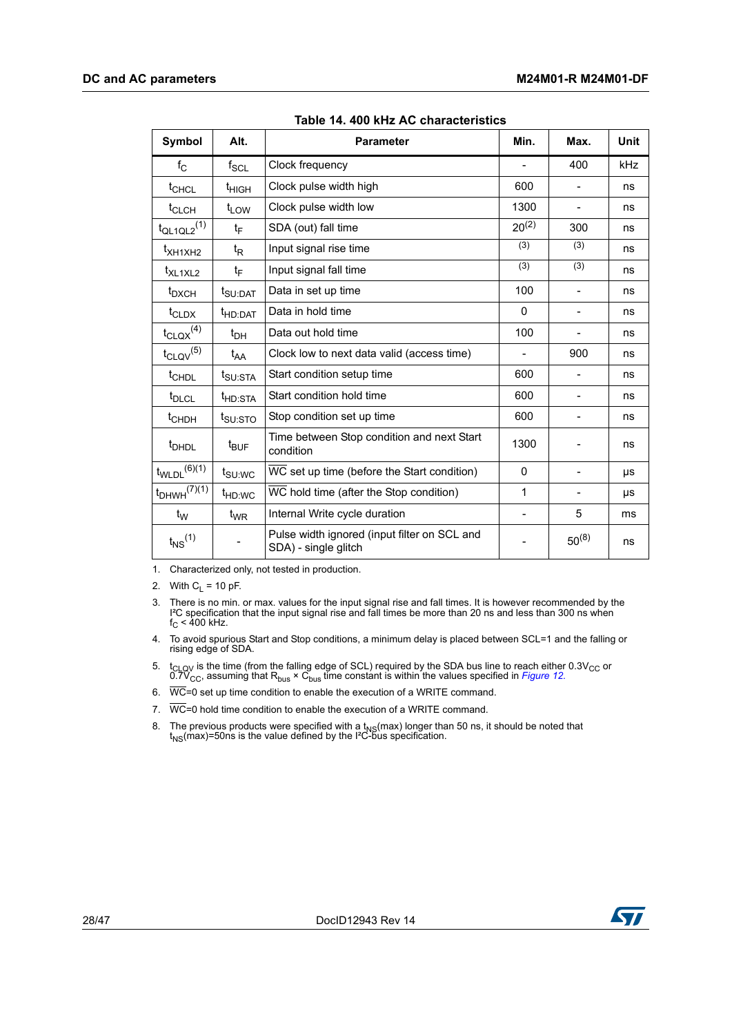**Table 14. 400 kHz AC characteristics**

| Symbol | Alt. | Parameter | Min. | Max. | Unit |
|---|---|---|---|---|---|
| $f_C$ | $f_{SCL}$ | Clock frequency | - | 400 | kHz |
| $t_{CHCL}$ | $t_{HIGH}$ | Clock pulse width high | 600 | - | ns |
| $t_{CLCH}$ | $t_{LOW}$ | Clock pulse width low | 1300 | - | ns |
| $t_{QL1QL2}$ (1) | $t_F$ | SDA (out) fall time | 20 (2) | 300 | ns |
| $t_{XH1XH2}$ | $t_R$ | Input signal rise time | (3) | (3) | ns |
| $t_{XL1XL2}$ | $t_F$ | Input signal fall time | (3) | (3) | ns |
| $t_{DXCH}$ | $t_{SU:DAT}$ | Data in set up time | 100 | - | ns |
| $t_{CLDX}$ | $t_{HD:DAT}$ | Data in hold time | 0 | - | ns |
| $t_{CLQX}$ (4) | $t_{DH}$ | Data out hold time | 100 | - | ns |
| $t_{CLQV}$ (5) | $t_{AA}$ | Clock low to next data valid (access time) | - | 900 | ns |
| $t_{CHDL}$ | $t_{SU:STA}$ | Start condition setup time | 600 | - | ns |
| $t_{DLCL}$ | $t_{HD:STA}$ | Start condition hold time | 600 | - | ns |
| $t_{CHDH}$ | $t_{SU:STO}$ | Stop condition set up time | 600 | - | ns |
| $t_{DHDL}$ | $t_{BUF}$ | Time between Stop condition and next Start condition | 1300 | - | ns |
| $t_{WLDL}$ (6)(1) | $t_{SU:WC}$ | $\overline{WC}$ set up time (before the Start condition) | 0 | - | µs |
| $t_{DHWH}$ (7)(1) | $t_{HD:WC}$ | $\overline{WC}$ hold time (after the Stop condition) | 1 | - | µs |
| $t_W$ | $t_{WR}$ | Internal Write cycle duration | - | 5 | ms |
| $t_{NS}$ (1) | - | Pulse width ignored (input filter on SCL and SDA) - single glitch | - | 50 (8) | ns |

1. Characterized only, not tested in production.
2. With $C_L$ = 10 pF.
3. There is no min. or max. values for the input signal rise and fall times. It is however recommended by the I²C specification that the input signal rise and fall times be more than 20 ns and less than 300 ns when $f_C$ < 400 kHz.
4. To avoid spurious Start and Stop conditions, a minimum delay is placed between SCL=1 and the falling or rising edge of SDA.
5. $t_{CLQV}$ is the time (from the falling edge of SCL) required by the SDA bus line to reach either $0.3V_{CC}$ or $0.7V_{CC}$, assuming that $R_{bus} \times C_{bus}$ time constant is within the values specified in *Figure 12.*
6. $\overline{WC}$=0 set up time condition to enable the execution of a WRITE command.
7. $\overline{WC}$=0 hold time condition to enable the execution of a WRITE command.
8. The previous products were specified with a $t_{NS}$(max) longer than 50 ns, it should be noted that $t_{NS}$(max)=50ns is the value defined by the I²C-bus specification.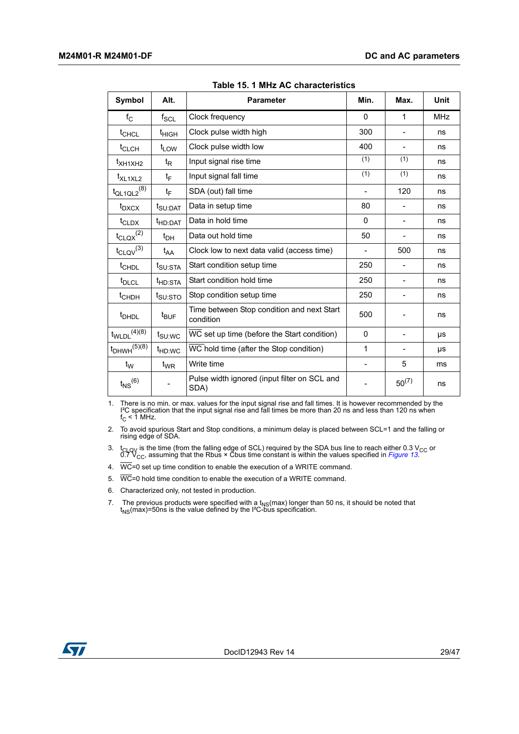Table 15. 1 MHz AC characteristics

| Symbol | Alt. | Parameter | Min. | Max. | Unit |
|---|---|---|---|---|---|
| $f_C$ | $f_{SCL}$ | Clock frequency | 0 | 1 | MHz |
| $t_{CHCL}$ | $t_{HIGH}$ | Clock pulse width high | 300 | - | ns |
| $t_{CLCH}$ | $t_{LOW}$ | Clock pulse width low | 400 | - | ns |
| $t_{XH1XH2}$ | $t_R$ | Input signal rise time | (1) | (1) | ns |
| $t_{XL1XL2}$ | $t_F$ | Input signal fall time | (1) | (1) | ns |
| $t_{QL1QL2}$(8) | $t_F$ | SDA (out) fall time | - | 120 | ns |
| $t_{DXCX}$ | $t_{SU:DAT}$ | Data in setup time | 80 | - | ns |
| $t_{CLDX}$ | $t_{HD:DAT}$ | Data in hold time | 0 | - | ns |
| $t_{CLQX}$(2) | $t_{DH}$ | Data out hold time | 50 | - | ns |
| $t_{CLQV}$(3) | $t_{AA}$ | Clock low to next data valid (access time) | - | 500 | ns |
| $t_{CHDL}$ | $t_{SU:STA}$ | Start condition setup time | 250 | - | ns |
| $t_{DLCL}$ | $t_{HD:STA}$ | Start condition hold time | 250 | - | ns |
| $t_{CHDH}$ | $t_{SU:STO}$ | Stop condition setup time | 250 | - | ns |
| $t_{DHDL}$ | $t_{BUF}$ | Time between Stop condition and next Start condition | 500 | - | ns |
| $t_{WLDL}$(4)(8) | $t_{SU:WC}$ | $\overline{WC}$ set up time (before the Start condition) | 0 | - | µs |
| $t_{DHWH}$(5)(8) | $t_{HD:WC}$ | $\overline{WC}$ hold time (after the Stop condition) | 1 | - | µs |
| $t_W$ | $t_{WR}$ | Write time | - | 5 | ms |
| $t_{NS}$(6) | - | Pulse width ignored (input filter on SCL and SDA) | - | 50(7) | ns |

1. There is no min. or max. values for the input signal rise and fall times. It is however recommended by the I²C specification that the input signal rise and fall times be more than 20 ns and less than 120 ns when $f_C$ < 1 MHz.
2. To avoid spurious Start and Stop conditions, a minimum delay is placed between SCL=1 and the falling or rising edge of SDA.
3. $t_{CLQV}$ is the time (from the falling edge of SCL) required by the SDA bus line to reach either 0.3 $V_{CC}$ or 0.7 $V_{CC}$, assuming that the Rbus × Cbus time constant is within the values specified in *Figure 13*.
4. $\overline{WC}$=0 set up time condition to enable the execution of a WRITE command.
5. $\overline{WC}$=0 hold time condition to enable the execution of a WRITE command.
6. Characterized only, not tested in production.
7. The previous products were specified with a $t_{NS}$(max) longer than 50 ns, it should be noted that $t_{NS}$(max)=50ns is the value defined by the I²C-bus specification.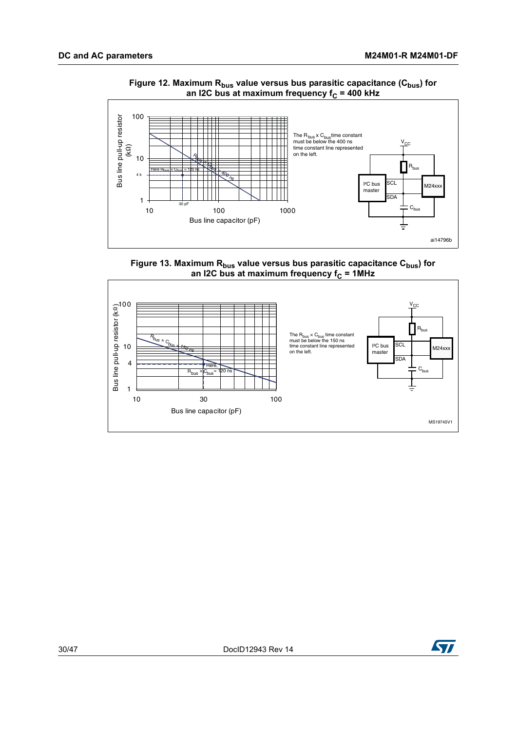**Figure 12. Maximum $R_{bus}$ value versus bus parasitic capacitance ($C_{bus}$) for an I2C bus at maximum frequency $f_C$ = 400 kHz**

Bus line pull-up resistor (kΩ)

100

10

4 k

1

10

100

1000

Bus line capacitor (pF)

30 pF

Here $R_{bus} \times C_{bus}$ = 120 ns

$R_{bus} \times C_{bus}$ = 400 ns

The $R_{bus} \times C_{bus}$ time constant must be below the 400 ns time constant line represented on the left.

$V_{CC}$

$R_{bus}$

I²C bus master

SCL

SDA

M24xxx

$C_{bus}$

ai14796b

**Figure 13. Maximum $R_{bus}$ value versus bus parasitic capacitance $C_{bus}$) for an I2C bus at maximum frequency $f_C$ = 1MHz**

Bus line pull-up resistor (kΩ)

100

10

4

1

10

30

100

Bus line capacitor (pF)

$R_{bus} \times C_{bus}$ = 150 ns

Here, $R_{bus} \times C_{bus}$ = 120 ns

The $R_{bus} \times C_{bus}$ time constant must be below the 150 ns time constant line represented on the left.

$V_{CC}$

$R_{bus}$

I²C bus master

SCL

SDA

M24xxx

$C_{bus}$

MS19745V1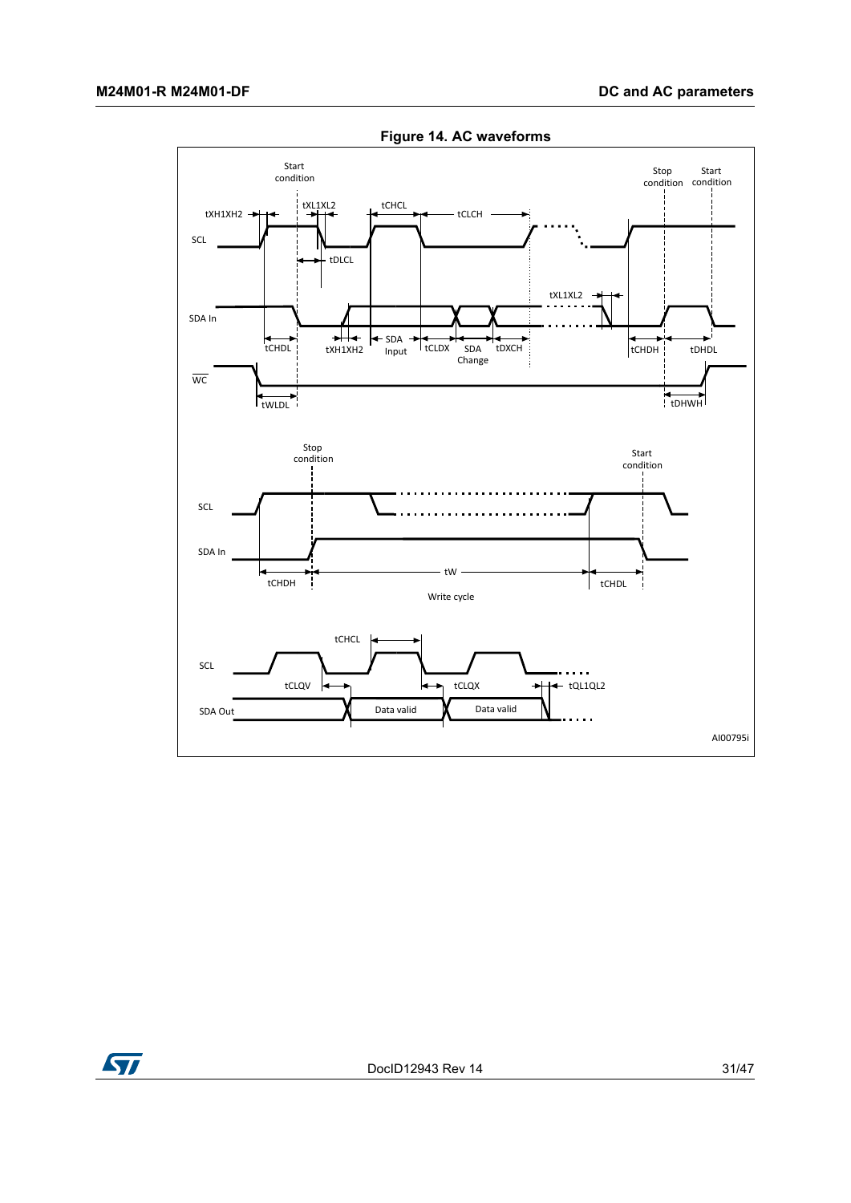**Figure 14. AC waveforms**

Start condition

tXH1XH2

tXL1XL2

tCHCL

tCLCH

SCL

tDLCL

SDA In

tCHDL

tXH1XH2

SDA Input

tCLDX

SDA Change

tDXCH

tXL1XL2

tCHDH

tDHDL

Stop condition

Start condition

WC

tWLDL

tDHWH

Stop condition

Start condition

SCL

SDA In

tCHDH

tW

tCHDL

Write cycle

tCHCL

SCL

tCLQV

tCLQX

tQL1QL2

SDA Out

Data valid

Data valid

AI00795i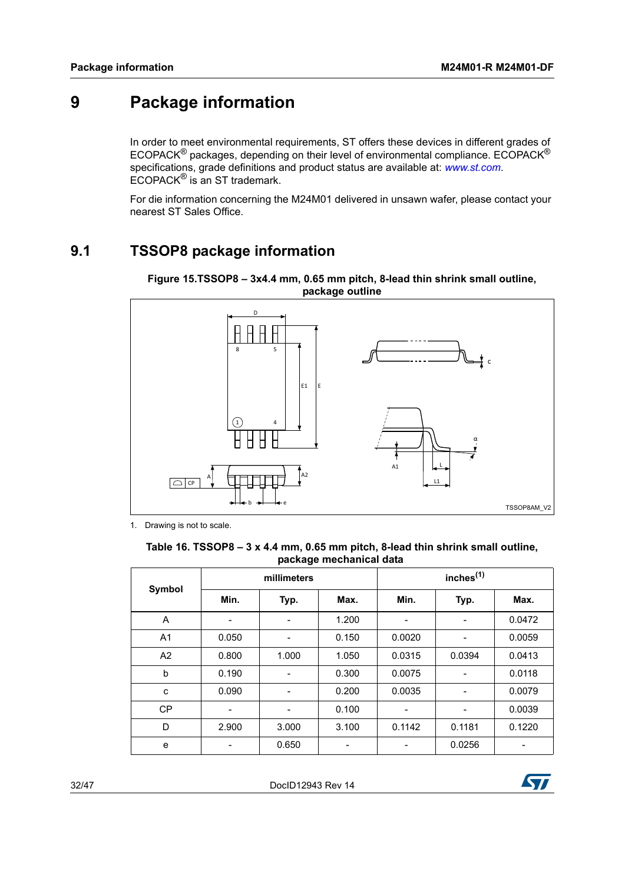# 9 Package information

In order to meet environmental requirements, ST offers these devices in different grades of ECOPACK® packages, depending on their level of environmental compliance. ECOPACK® specifications, grade definitions and product status are available at: *www.st.com*. ECOPACK® is an ST trademark.

For die information concerning the M24M01 delivered in unsawn wafer, please contact your nearest ST Sales Office.

## 9.1 TSSOP8 package information

**Figure 15.TSSOP8 – 3x4.4 mm, 0.65 mm pitch, 8-lead thin shrink small outline, package outline**

D
8
5
E1
E
1
4
c
A1
L
L1
α
A
A2
CP
b
e
TSSOP8AM_V2

1. Drawing is not to scale.

**Table 16. TSSOP8 – 3 x 4.4 mm, 0.65 mm pitch, 8-lead thin shrink small outline, package mechanical data**

| Symbol | millimeters | | | inches[(1)] | | |
|---|---|---|---|---|---|---|
| | Min. | Typ. | Max. | Min. | Typ. | Max. |
| A | - | - | 1.200 | - | - | 0.0472 |
| A1 | 0.050 | - | 0.150 | 0.0020 | - | 0.0059 |
| A2 | 0.800 | 1.000 | 1.050 | 0.0315 | 0.0394 | 0.0413 |
| b | 0.190 | - | 0.300 | 0.0075 | - | 0.0118 |
| c | 0.090 | - | 0.200 | 0.0035 | - | 0.0079 |
| CP | - | - | 0.100 | - | - | 0.0039 |
| D | 2.900 | 3.000 | 3.100 | 0.1142 | 0.1181 | 0.1220 |
| e | - | 0.650 | - | - | 0.0256 | - |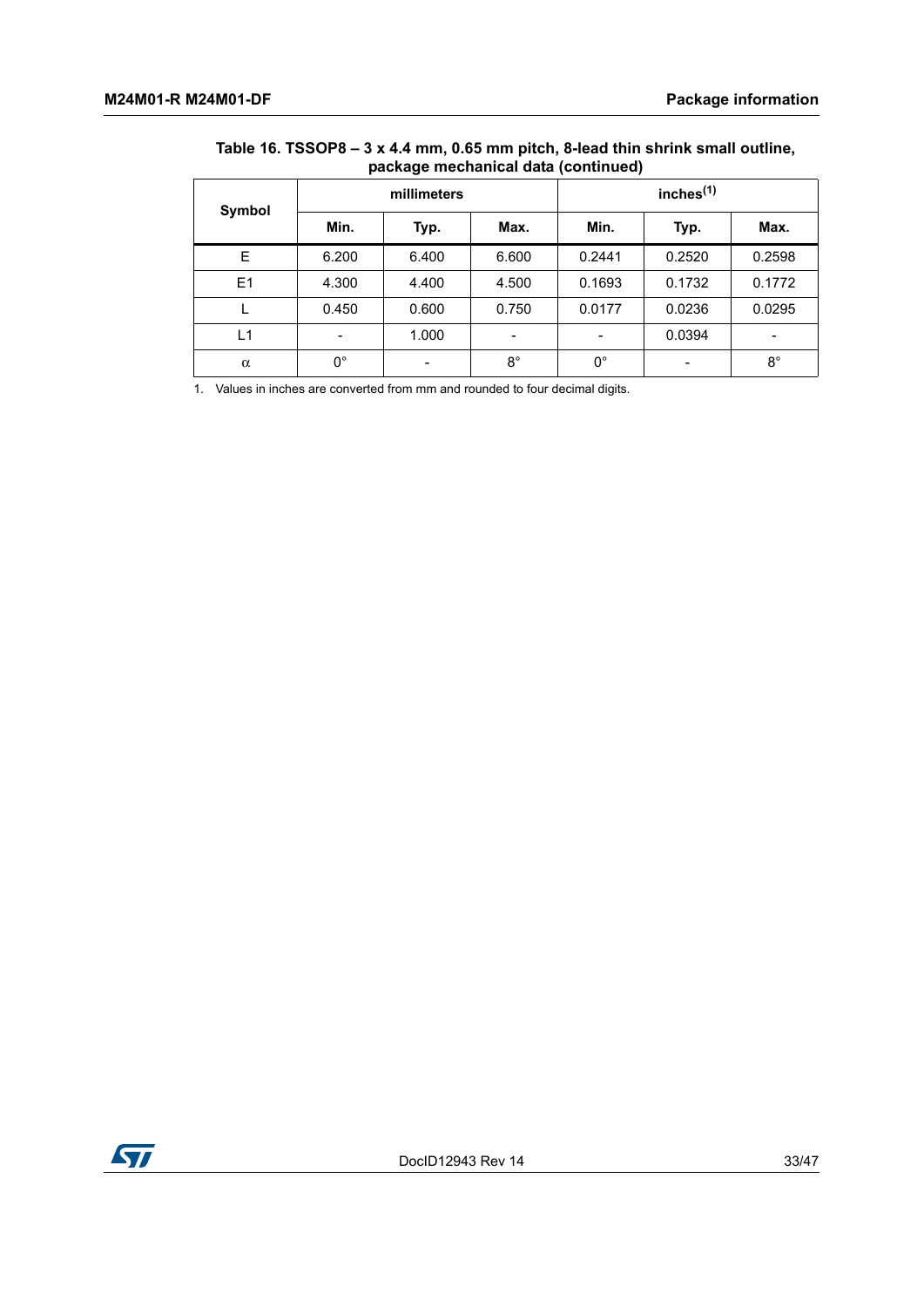Table 16. TSSOP8 – 3 x 4.4 mm, 0.65 mm pitch, 8-lead thin shrink small outline, package mechanical data (continued)

| Symbol | millimeters | | | inches(1) | | |
|---|---|---|---|---|---|---|
| | Min. | Typ. | Max. | Min. | Typ. | Max. |
| E | 6.200 | 6.400 | 6.600 | 0.2441 | 0.2520 | 0.2598 |
| E1 | 4.300 | 4.400 | 4.500 | 0.1693 | 0.1732 | 0.1772 |
| L | 0.450 | 0.600 | 0.750 | 0.0177 | 0.0236 | 0.0295 |
| L1 | - | 1.000 | - | - | 0.0394 | - |
| $\alpha$ | 0° | - | 8° | 0° | - | 8° |

1. Values in inches are converted from mm and rounded to four decimal digits.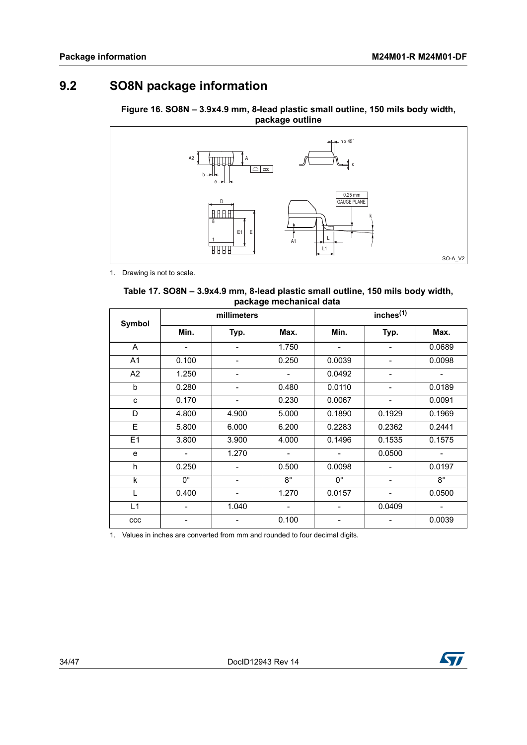## 9.2 SO8N package information

**Figure 16. SO8N – 3.9x4.9 mm, 8-lead plastic small outline, 150 mils body width, package outline**

A2
A
b
e
ccc
h x 45˚
c
0.25 mm
GAUGE PLANE
D
8
1
E1
E
A1
L
L1
k
SO-A_V2

1. Drawing is not to scale.

**Table 17. SO8N – 3.9x4.9 mm, 8-lead plastic small outline, 150 mils body width, package mechanical data**

| Symbol | millimeters | | | inches[1] | | |
|---|---|---|---|---|---|---|
| | Min. | Typ. | Max. | Min. | Typ. | Max. |
| A | - | - | 1.750 | - | - | 0.0689 |
| A1 | 0.100 | - | 0.250 | 0.0039 | - | 0.0098 |
| A2 | 1.250 | - | - | 0.0492 | - | - |
| b | 0.280 | - | 0.480 | 0.0110 | - | 0.0189 |
| c | 0.170 | - | 0.230 | 0.0067 | - | 0.0091 |
| D | 4.800 | 4.900 | 5.000 | 0.1890 | 0.1929 | 0.1969 |
| E | 5.800 | 6.000 | 6.200 | 0.2283 | 0.2362 | 0.2441 |
| E1 | 3.800 | 3.900 | 4.000 | 0.1496 | 0.1535 | 0.1575 |
| e | - | 1.270 | - | - | 0.0500 | - |
| h | 0.250 | - | 0.500 | 0.0098 | - | 0.0197 |
| k | 0° | - | 8° | 0° | - | 8° |
| L | 0.400 | - | 1.270 | 0.0157 | - | 0.0500 |
| L1 | - | 1.040 | - | - | 0.0409 | - |
| ccc | - | - | 0.100 | - | - | 0.0039 |

1. Values in inches are converted from mm and rounded to four decimal digits.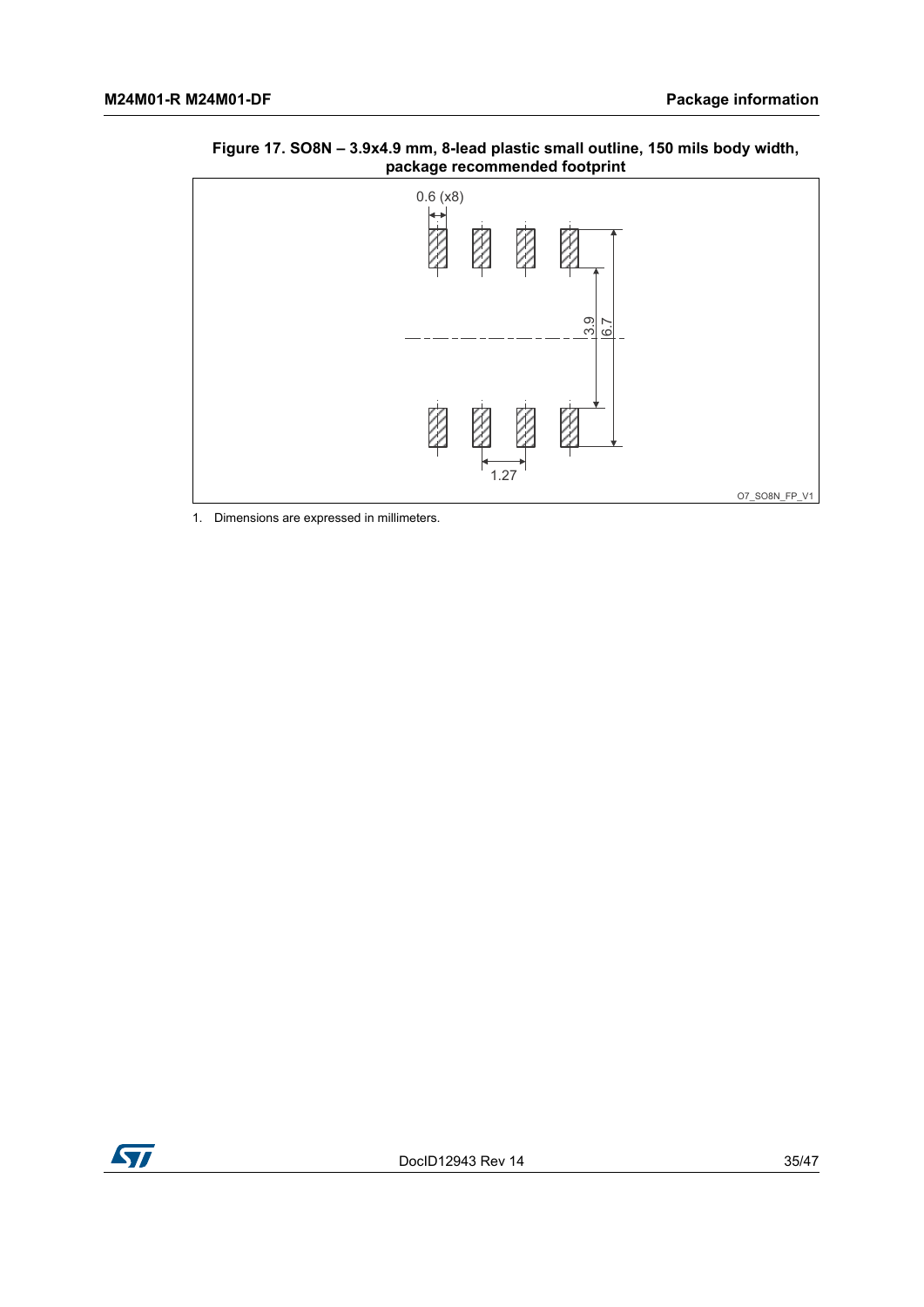**Figure 17. SO8N – 3.9x4.9 mm, 8-lead plastic small outline, 150 mils body width, package recommended footprint**

0.6 (x8)

3.9

6.7

1.27

O7_SO8N_FP_V1

1. Dimensions are expressed in millimeters.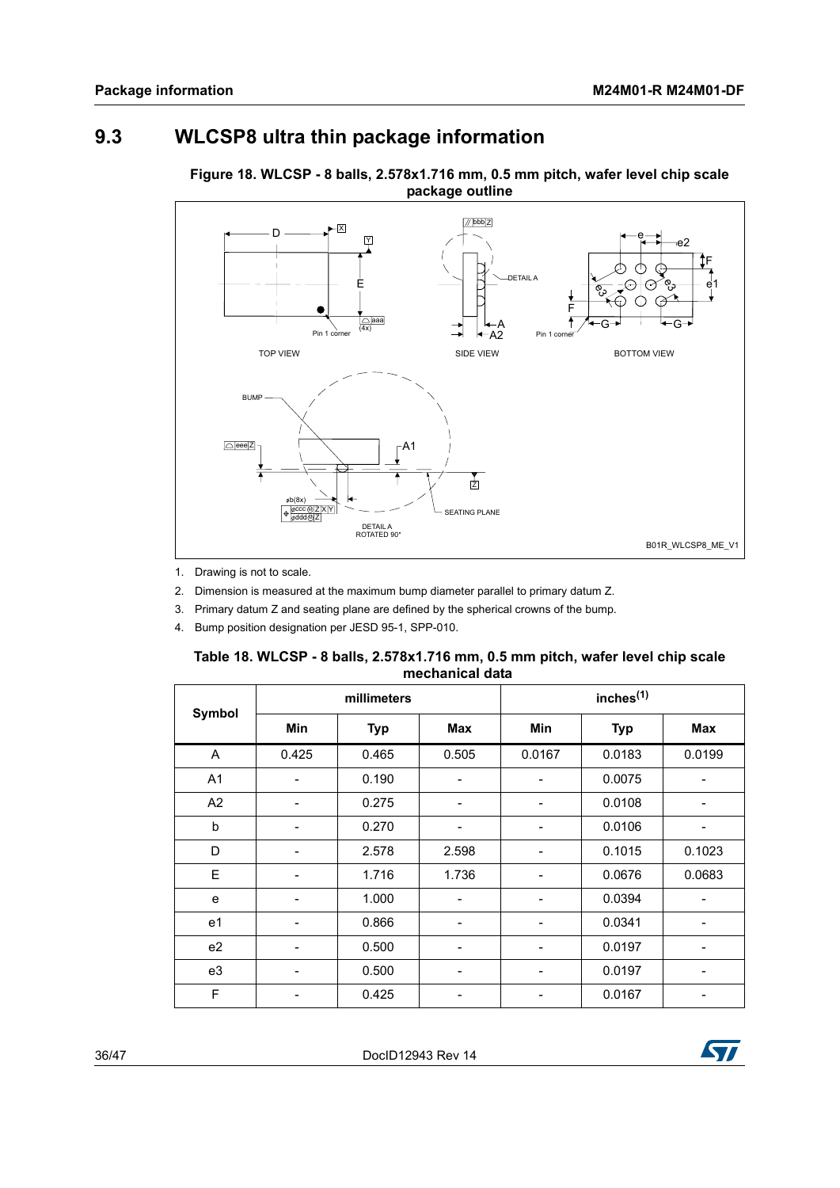## 9.3 WLCSP8 ultra thin package information

**Figure 18. WLCSP - 8 balls, 2.578x1.716 mm, 0.5 mm pitch, wafer level chip scale package outline**

D
X
Y
E
aaa
(4x)
Pin 1 corner
TOP VIEW

bbb Z
DETAIL A
A
A2
SIDE VIEW

e
e2
F
e1
e3
e3
F
G
G
Pin 1 corner
BOTTOM VIEW

BUMP
eee Z
A1
Z
øb(8x)
øccc Z X Y
øddd Z
SEATING PLANE
DETAIL A
ROTATED 90°

B01R_WLCSP8_ME_V1

1. Drawing is not to scale.
2. Dimension is measured at the maximum bump diameter parallel to primary datum Z.
3. Primary datum Z and seating plane are defined by the spherical crowns of the bump.
4. Bump position designation per JESD 95-1, SPP-010.

**Table 18. WLCSP - 8 balls, 2.578x1.716 mm, 0.5 mm pitch, wafer level chip scale mechanical data**

| Symbol | millimeters | | | inches(1) | | |
|---|---|---|---|---|---|---|
| | Min | Typ | Max | Min | Typ | Max |
| A | 0.425 | 0.465 | 0.505 | 0.0167 | 0.0183 | 0.0199 |
| A1 | - | 0.190 | - | - | 0.0075 | - |
| A2 | - | 0.275 | - | - | 0.0108 | - |
| b | - | 0.270 | - | - | 0.0106 | - |
| D | - | 2.578 | 2.598 | - | 0.1015 | 0.1023 |
| E | - | 1.716 | 1.736 | - | 0.0676 | 0.0683 |
| e | - | 1.000 | - | - | 0.0394 | - |
| e1 | - | 0.866 | - | - | 0.0341 | - |
| e2 | - | 0.500 | - | - | 0.0197 | - |
| e3 | - | 0.500 | - | - | 0.0197 | - |
| F | - | 0.425 | - | - | 0.0167 | - |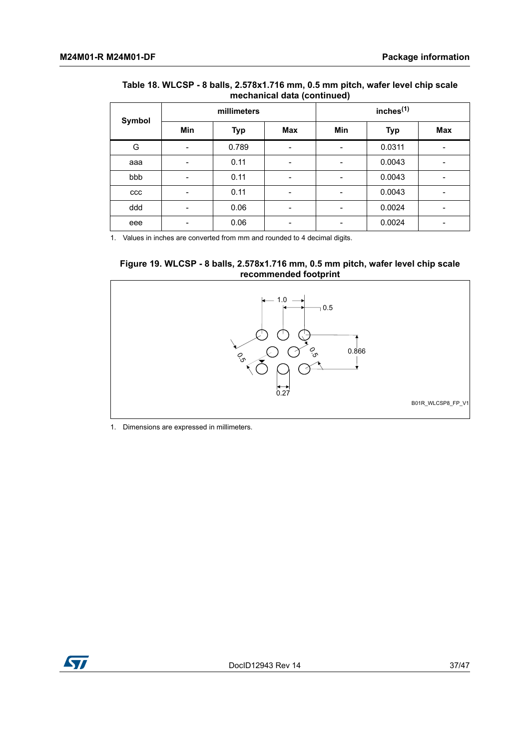**Table 18. WLCSP - 8 balls, 2.578x1.716 mm, 0.5 mm pitch, wafer level chip scale mechanical data (continued)**

| Symbol | millimeters | | | inches[1] | | |
|---|---|---|---|---|---|---|
| | Min | Typ | Max | Min | Typ | Max |
| G | - | 0.789 | - | - | 0.0311 | - |
| aaa | - | 0.11 | - | - | 0.0043 | - |
| bbb | - | 0.11 | - | - | 0.0043 | - |
| ccc | - | 0.11 | - | - | 0.0043 | - |
| ddd | - | 0.06 | - | - | 0.0024 | - |
| eee | - | 0.06 | - | - | 0.0024 | - |

1. Values in inches are converted from mm and rounded to 4 decimal digits.

**Figure 19. WLCSP - 8 balls, 2.578x1.716 mm, 0.5 mm pitch, wafer level chip scale recommended footprint**

1.0
0.5
0.866
0.5
0.5
0.27
B01R_WLCSP8_FP_V1

1. Dimensions are expressed in millimeters.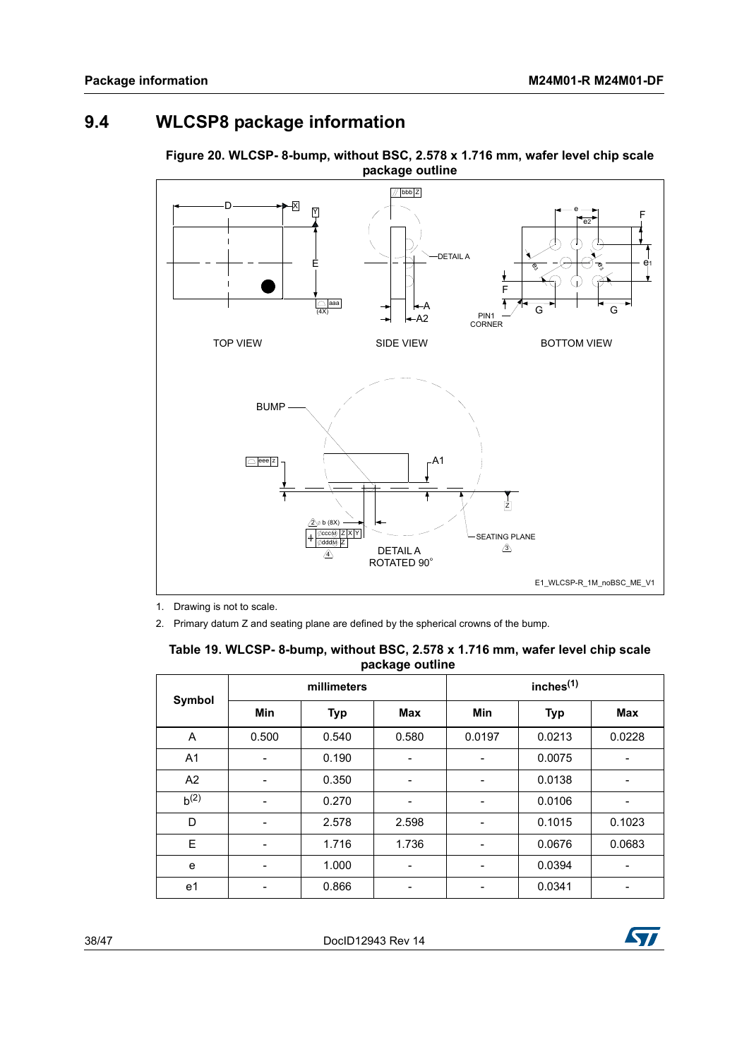## 9.4 WLCSP8 package information

**Figure 20. WLCSP- 8-bump, without BSC, 2.578 x 1.716 mm, wafer level chip scale package outline**

TOP VIEW

SIDE VIEW

BOTTOM VIEW

DETAIL A ROTATED 90°

BUMP

SEATING PLANE

PIN1 CORNER

E1_WLCSP-R_1M_noBSC_ME_V1

1. Drawing is not to scale.
2. Primary datum Z and seating plane are defined by the spherical crowns of the bump.

**Table 19. WLCSP- 8-bump, without BSC, 2.578 x 1.716 mm, wafer level chip scale package outline**

| Symbol | millimeters | | | inches[1] | | |
|---|---|---|---|---|---|---|
| | Min | Typ | Max | Min | Typ | Max |
| A | 0.500 | 0.540 | 0.580 | 0.0197 | 0.0213 | 0.0228 |
| A1 | - | 0.190 | - | - | 0.0075 | - |
| A2 | - | 0.350 | - | - | 0.0138 | - |
| b[2] | - | 0.270 | - | - | 0.0106 | - |
| D | - | 2.578 | 2.598 | - | 0.1015 | 0.1023 |
| E | - | 1.716 | 1.736 | - | 0.0676 | 0.0683 |
| e | - | 1.000 | - | - | 0.0394 | - |
| e1 | - | 0.866 | - | - | 0.0341 | - |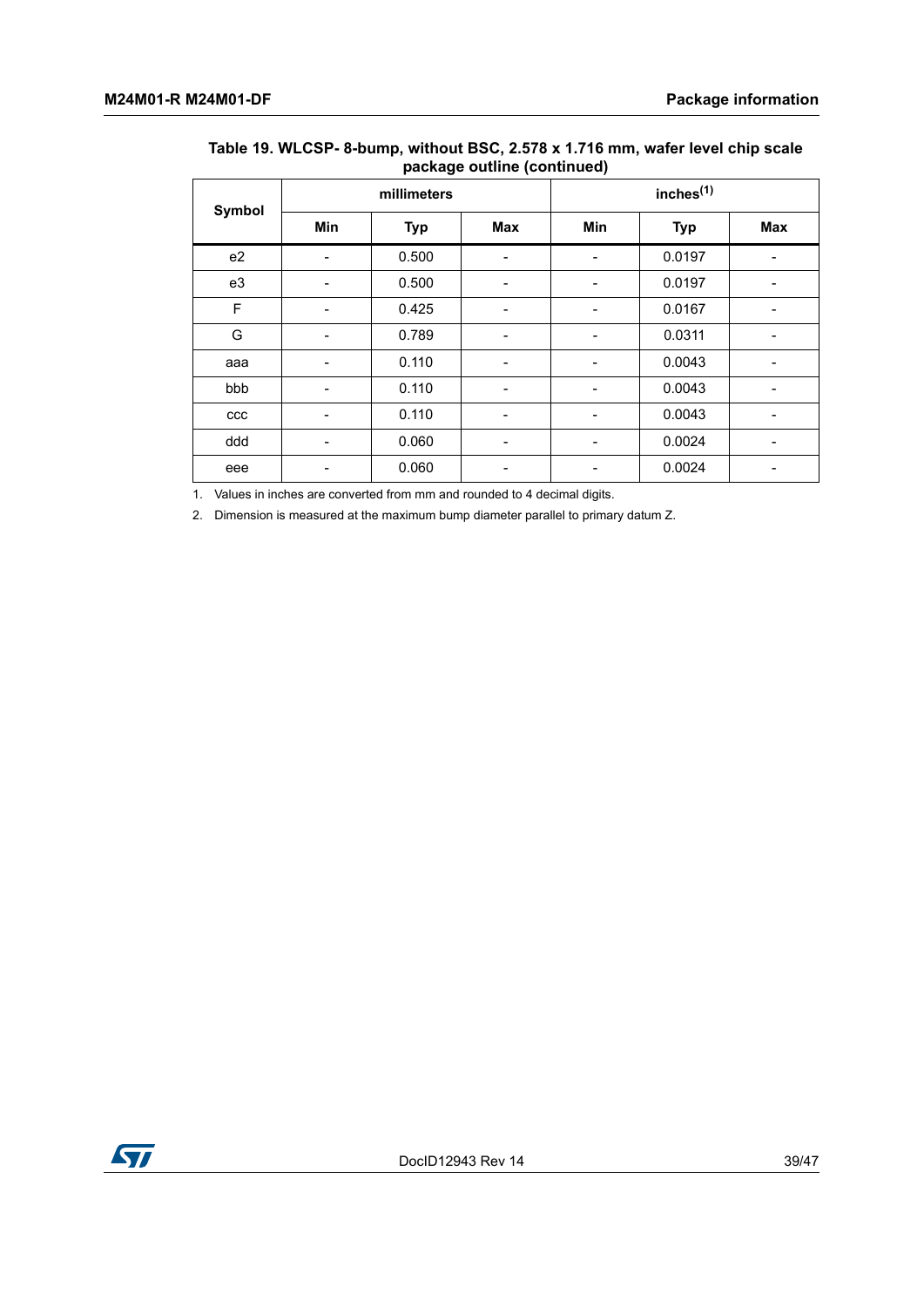**Table 19. WLCSP- 8-bump, without BSC, 2.578 x 1.716 mm, wafer level chip scale package outline (continued)**

| Symbol | millimeters | | | inches(1) | | |
|---|---|---|---|---|---|---|
| | Min | Typ | Max | Min | Typ | Max |
| e2 | - | 0.500 | - | - | 0.0197 | - |
| e3 | - | 0.500 | - | - | 0.0197 | - |
| F | - | 0.425 | - | - | 0.0167 | - |
| G | - | 0.789 | - | - | 0.0311 | - |
| aaa | - | 0.110 | - | - | 0.0043 | - |
| bbb | - | 0.110 | - | - | 0.0043 | - |
| ccc | - | 0.110 | - | - | 0.0043 | - |
| ddd | - | 0.060 | - | - | 0.0024 | - |
| eee | - | 0.060 | - | - | 0.0024 | - |

1. Values in inches are converted from mm and rounded to 4 decimal digits.
2. Dimension is measured at the maximum bump diameter parallel to primary datum Z.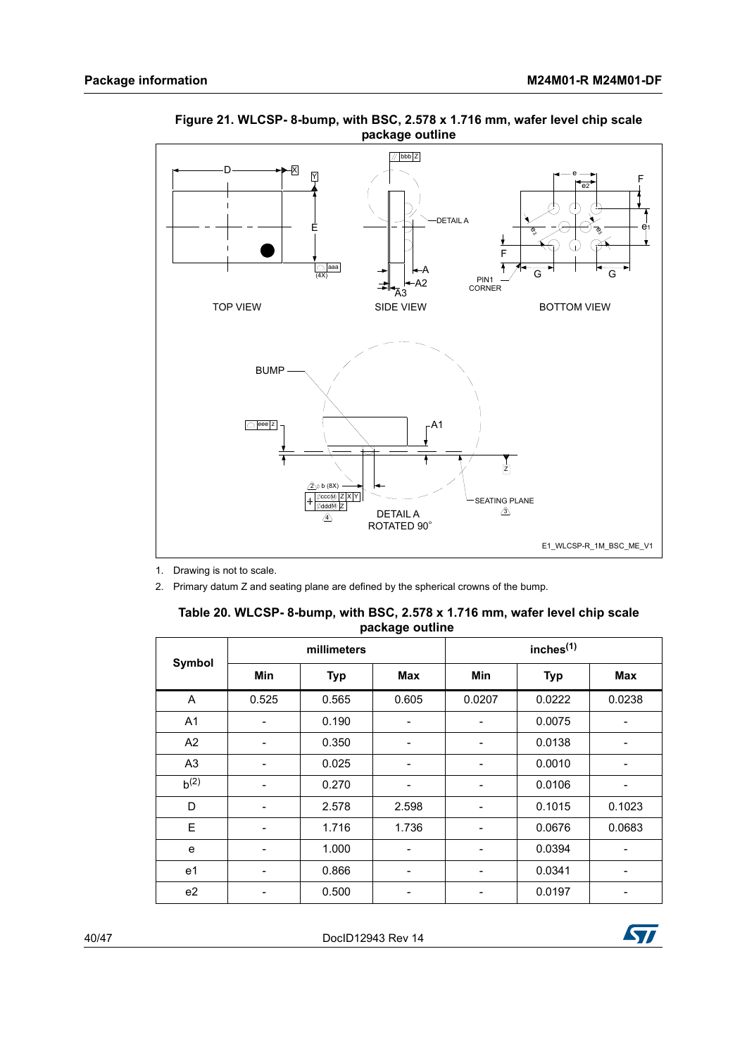**Figure 21. WLCSP- 8-bump, with BSC, 2.578 x 1.716 mm, wafer level chip scale package outline**

TOP VIEW

SIDE VIEW

BOTTOM VIEW

DETAIL A ROTATED 90°

E1_WLCSP-R_1M_BSC_ME_V1

1. Drawing is not to scale.
2. Primary datum Z and seating plane are defined by the spherical crowns of the bump.

**Table 20. WLCSP- 8-bump, with BSC, 2.578 x 1.716 mm, wafer level chip scale package outline**

| Symbol | millimeters | | | inches[1] | | |
|---|---|---|---|---|---|---|
| | Min | Typ | Max | Min | Typ | Max |
| A | 0.525 | 0.565 | 0.605 | 0.0207 | 0.0222 | 0.0238 |
| A1 | - | 0.190 | - | - | 0.0075 | - |
| A2 | - | 0.350 | - | - | 0.0138 | - |
| A3 | - | 0.025 | - | - | 0.0010 | - |
| b[2] | - | 0.270 | - | - | 0.0106 | - |
| D | - | 2.578 | 2.598 | - | 0.1015 | 0.1023 |
| E | - | 1.716 | 1.736 | - | 0.0676 | 0.0683 |
| e | - | 1.000 | - | - | 0.0394 | - |
| e1 | - | 0.866 | - | - | 0.0341 | - |
| e2 | - | 0.500 | - | - | 0.0197 | - |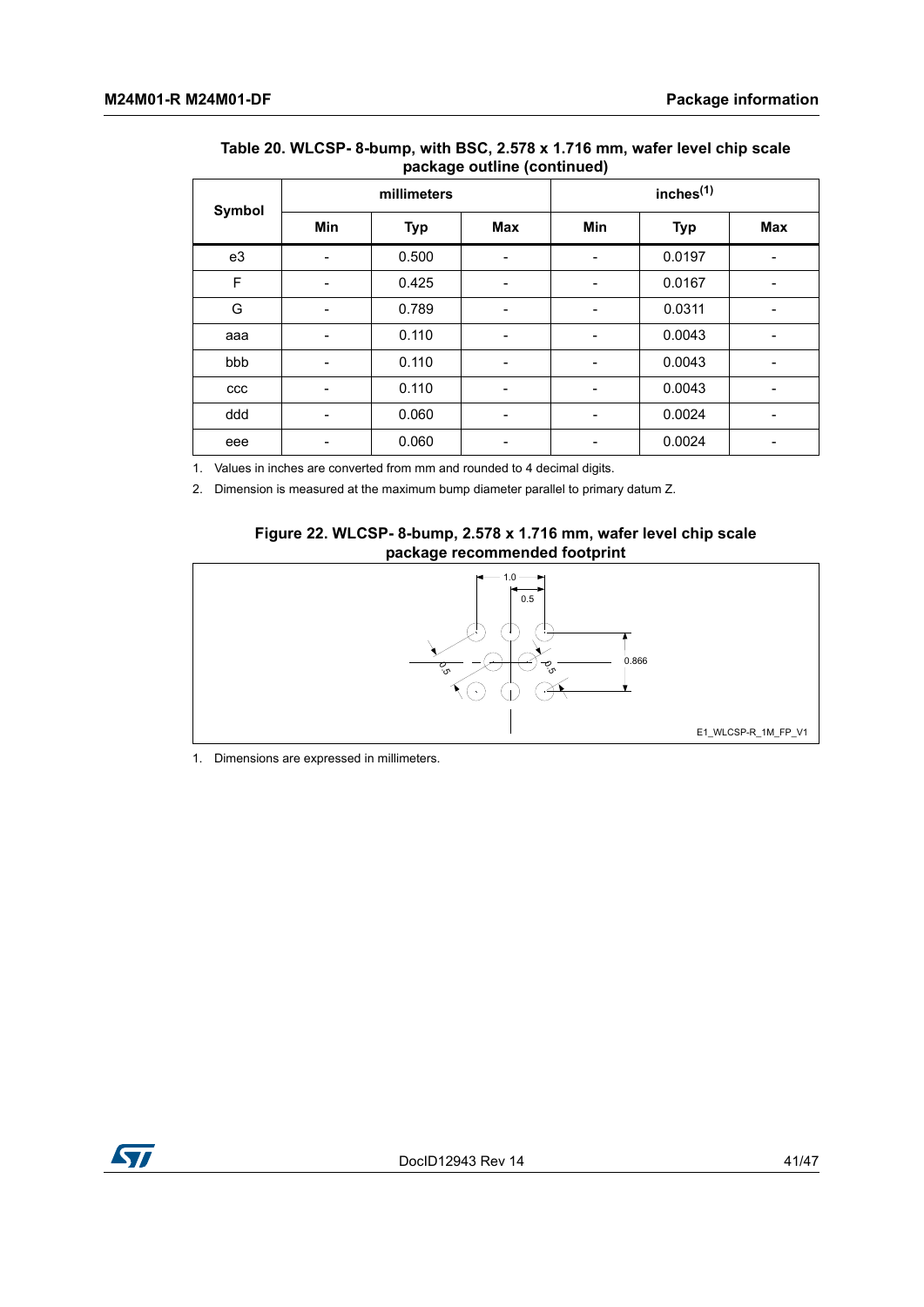**Table 20. WLCSP- 8-bump, with BSC, 2.578 x 1.716 mm, wafer level chip scale package outline (continued)**

| Symbol | millimeters | | | inches[(1)] | | |
|---|---|---|---|---|---|---|
| | Min | Typ | Max | Min | Typ | Max |
| e3 | - | 0.500 | - | - | 0.0197 | - |
| F | - | 0.425 | - | - | 0.0167 | - |
| G | - | 0.789 | - | - | 0.0311 | - |
| aaa | - | 0.110 | - | - | 0.0043 | - |
| bbb | - | 0.110 | - | - | 0.0043 | - |
| ccc | - | 0.110 | - | - | 0.0043 | - |
| ddd | - | 0.060 | - | - | 0.0024 | - |
| eee | - | 0.060 | - | - | 0.0024 | - |

1. Values in inches are converted from mm and rounded to 4 decimal digits.
2. Dimension is measured at the maximum bump diameter parallel to primary datum Z.

**Figure 22. WLCSP- 8-bump, 2.578 x 1.716 mm, wafer level chip scale package recommended footprint**

1.0

0.5

0.5

0.5

0.866

E1_WLCSP-R_1M_FP_V1

1. Dimensions are expressed in millimeters.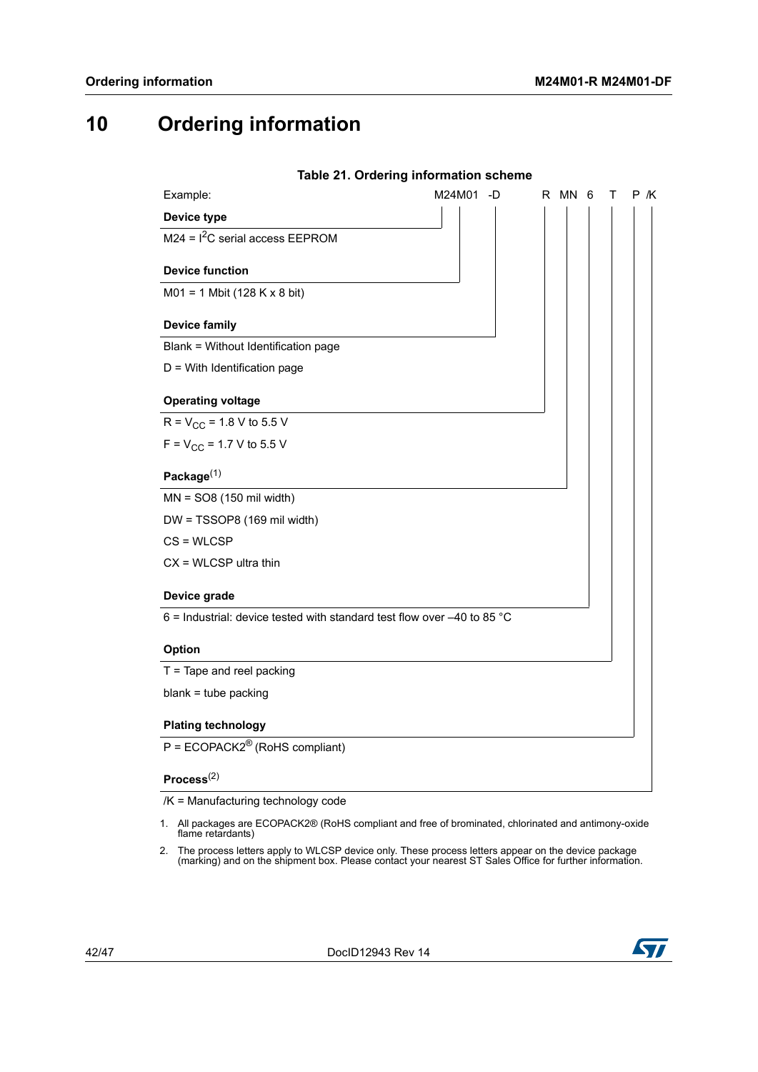# 10 Ordering information

**Table 21. Ordering information scheme**

Example: M24M01 -D R MN 6 T P /K

**Device type**

M24 = $I^2C$ serial access EEPROM

**Device function**

M01 = 1 Mbit (128 K x 8 bit)

**Device family**

Blank = Without Identification page

D = With Identification page

**Operating voltage**

R = $V_{CC}$ = 1.8 V to 5.5 V

F = $V_{CC}$ = 1.7 V to 5.5 V

**Package**(1)

MN = SO8 (150 mil width)

DW = TSSOP8 (169 mil width)

CS = WLCSP

CX = WLCSP ultra thin

**Device grade**

6 = Industrial: device tested with standard test flow over –40 to 85 °C

**Option**

T = Tape and reel packing

blank = tube packing

**Plating technology**

P = ECOPACK2® (RoHS compliant)

**Process**(2)

/K = Manufacturing technology code

1. All packages are ECOPACK2® (RoHS compliant and free of brominated, chlorinated and antimony-oxide flame retardants)
2. The process letters apply to WLCSP device only. These process letters appear on the device package (marking) and on the shipment box. Please contact your nearest ST Sales Office for further information.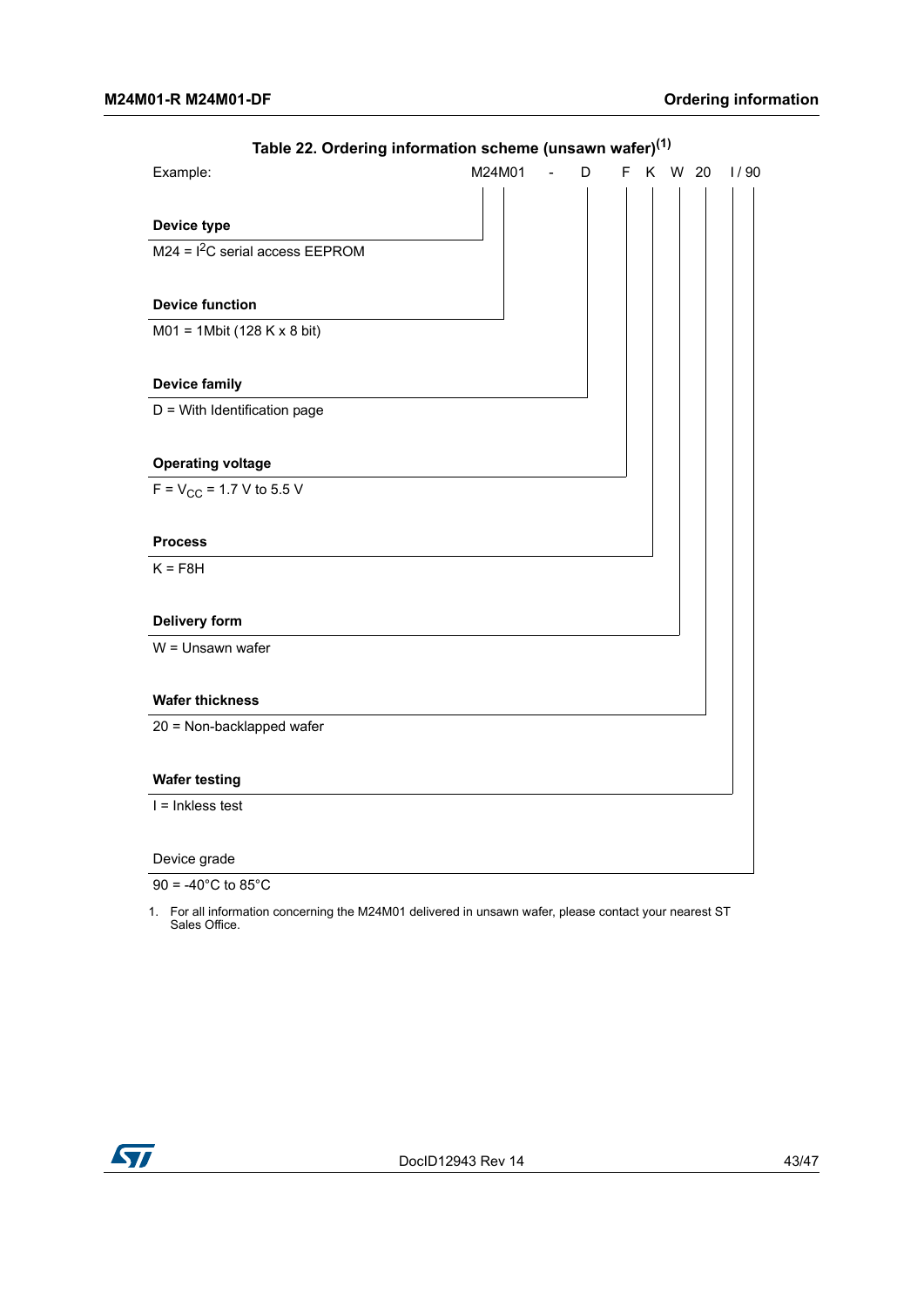**Table 22. Ordering information scheme (unsawn wafer)[(1)]**

| | | | | | | | | | |
|---|---|---|---|---|---|---|---|---|---|
| Example: | M24 | M01 | - | D | F | K | W | 20 | I / 90 |

**Device type**

M24 = $I^2C$ serial access EEPROM

**Device function**

M01 = 1Mbit (128 K x 8 bit)

**Device family**

D = With Identification page

**Operating voltage**

F = $V_{CC}$ = 1.7 V to 5.5 V

**Process**

K = F8H

**Delivery form**

W = Unsawn wafer

**Wafer thickness**

20 = Non-backlapped wafer

**Wafer testing**

I = Inkless test

Device grade

90 = -40°C to 85°C

1. For all information concerning the M24M01 delivered in unsawn wafer, please contact your nearest ST Sales Office.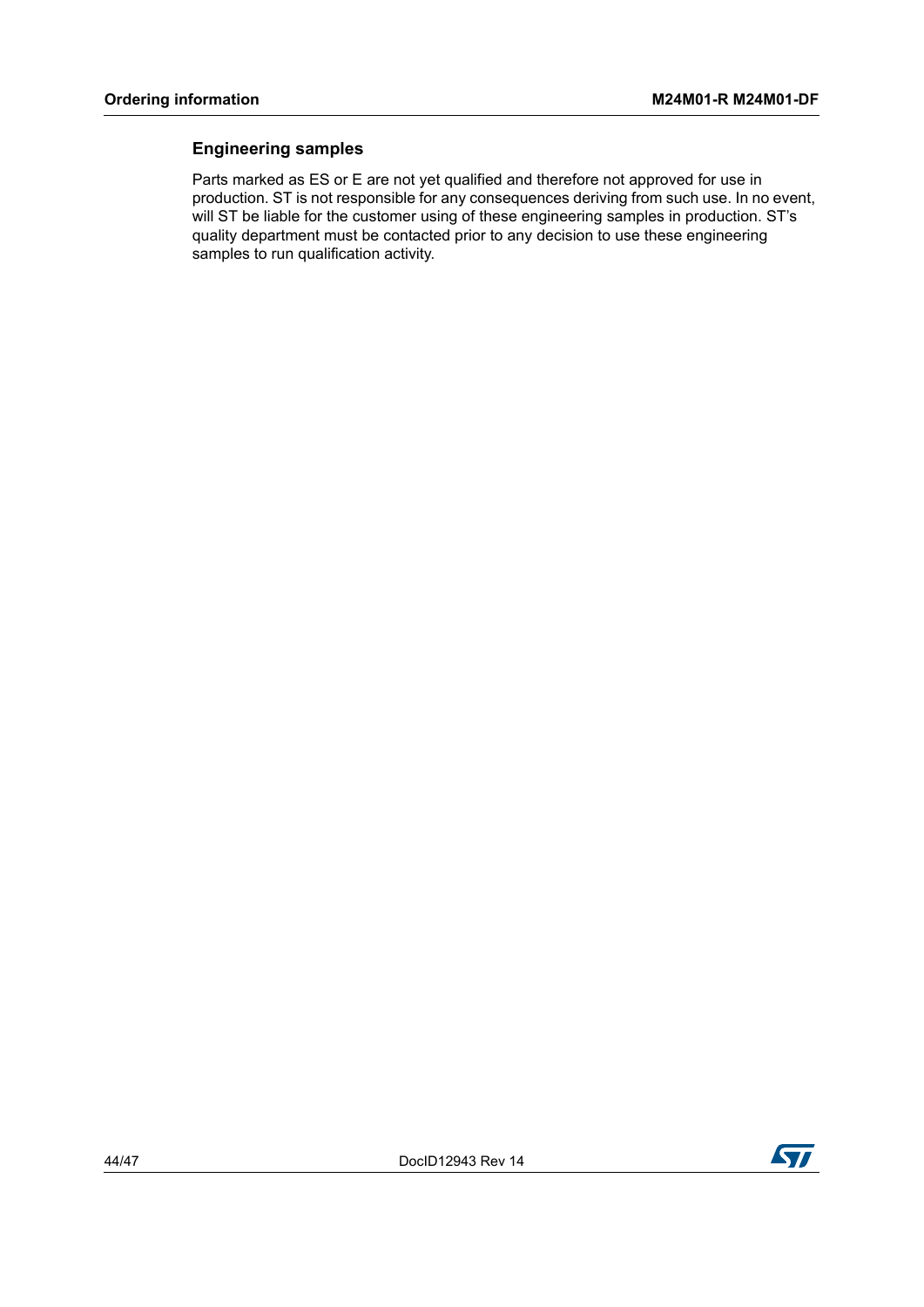### Engineering samples

Parts marked as ES or E are not yet qualified and therefore not approved for use in production. ST is not responsible for any consequences deriving from such use. In no event, will ST be liable for the customer using of these engineering samples in production. ST's quality department must be contacted prior to any decision to use these engineering samples to run qualification activity.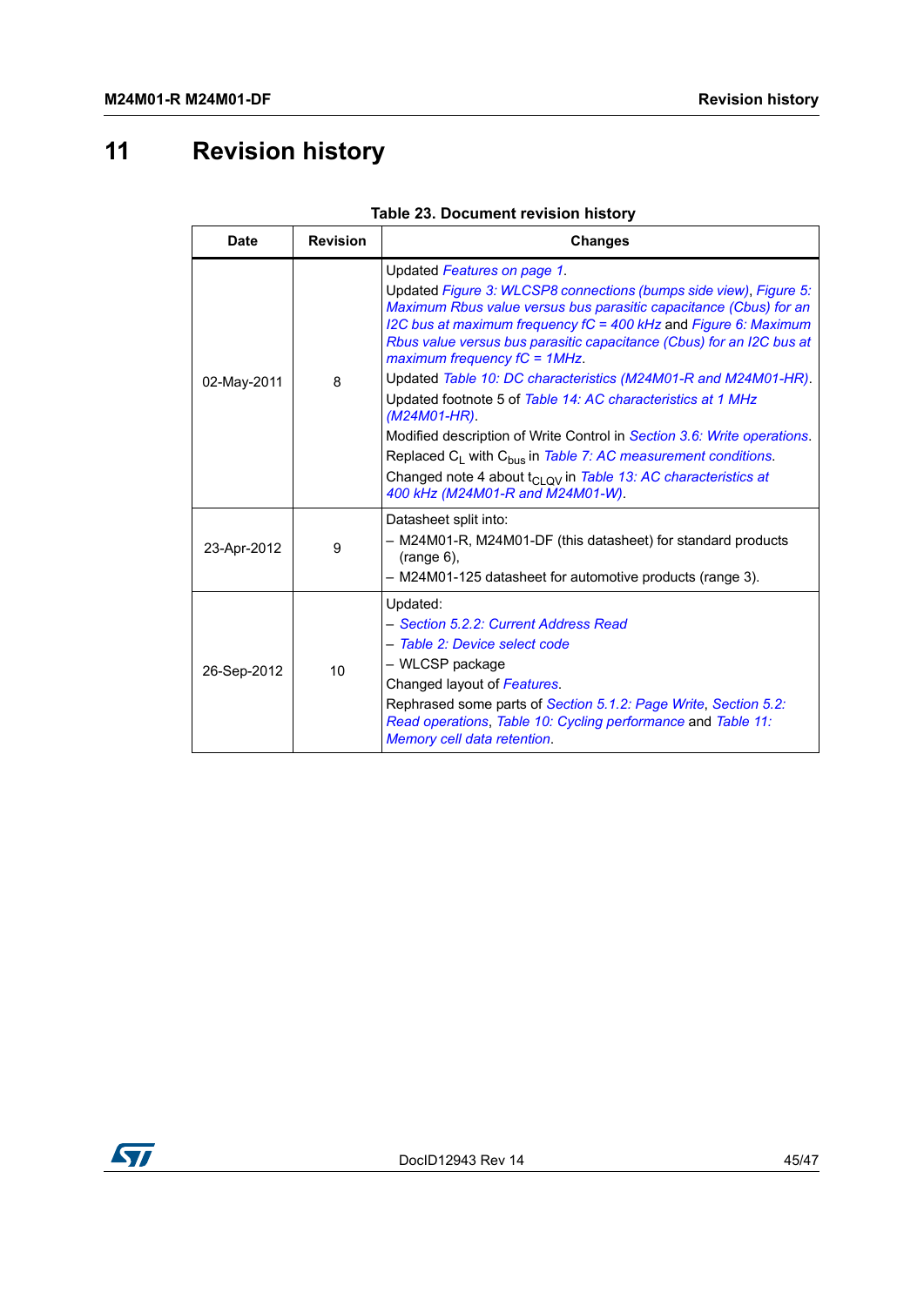# 11 Revision history

**Table 23. Document revision history**

| Date | Revision | Changes |
|---|---|---|
| 02-May-2011 | 8 | Updated *Features on page 1*.<br>Updated *Figure 3: WLCSP8 connections (bumps side view)*, *Figure 5: Maximum Rbus value versus bus parasitic capacitance (Cbus) for an I2C bus at maximum frequency fC = 400 kHz* and *Figure 6: Maximum Rbus value versus bus parasitic capacitance (Cbus) for an I2C bus at maximum frequency fC = 1MHz*.<br>Updated *Table 10: DC characteristics (M24M01-R and M24M01-HR)*.<br>Updated footnote 5 of *Table 14: AC characteristics at 1 MHz (M24M01-HR)*.<br>Modified description of Write Control in *Section 3.6: Write operations*.<br>Replaced $C_L$ with $C_{bus}$ in *Table 7: AC measurement conditions*.<br>Changed note 4 about $t_{CLQV}$ in *Table 13: AC characteristics at 400 kHz (M24M01-R and M24M01-W)*. |
| 23-Apr-2012 | 9 | Datasheet split into:<br>– M24M01-R, M24M01-DF (this datasheet) for standard products (range 6),<br>– M24M01-125 datasheet for automotive products (range 3). |
| 26-Sep-2012 | 10 | Updated:<br>– *Section 5.2.2: Current Address Read*<br>– *Table 2: Device select code*<br>– WLCSP package<br>Changed layout of *Features*.<br>Rephrased some parts of *Section 5.1.2: Page Write*, *Section 5.2: Read operations*, *Table 10: Cycling performance* and *Table 11: Memory cell data retention*. |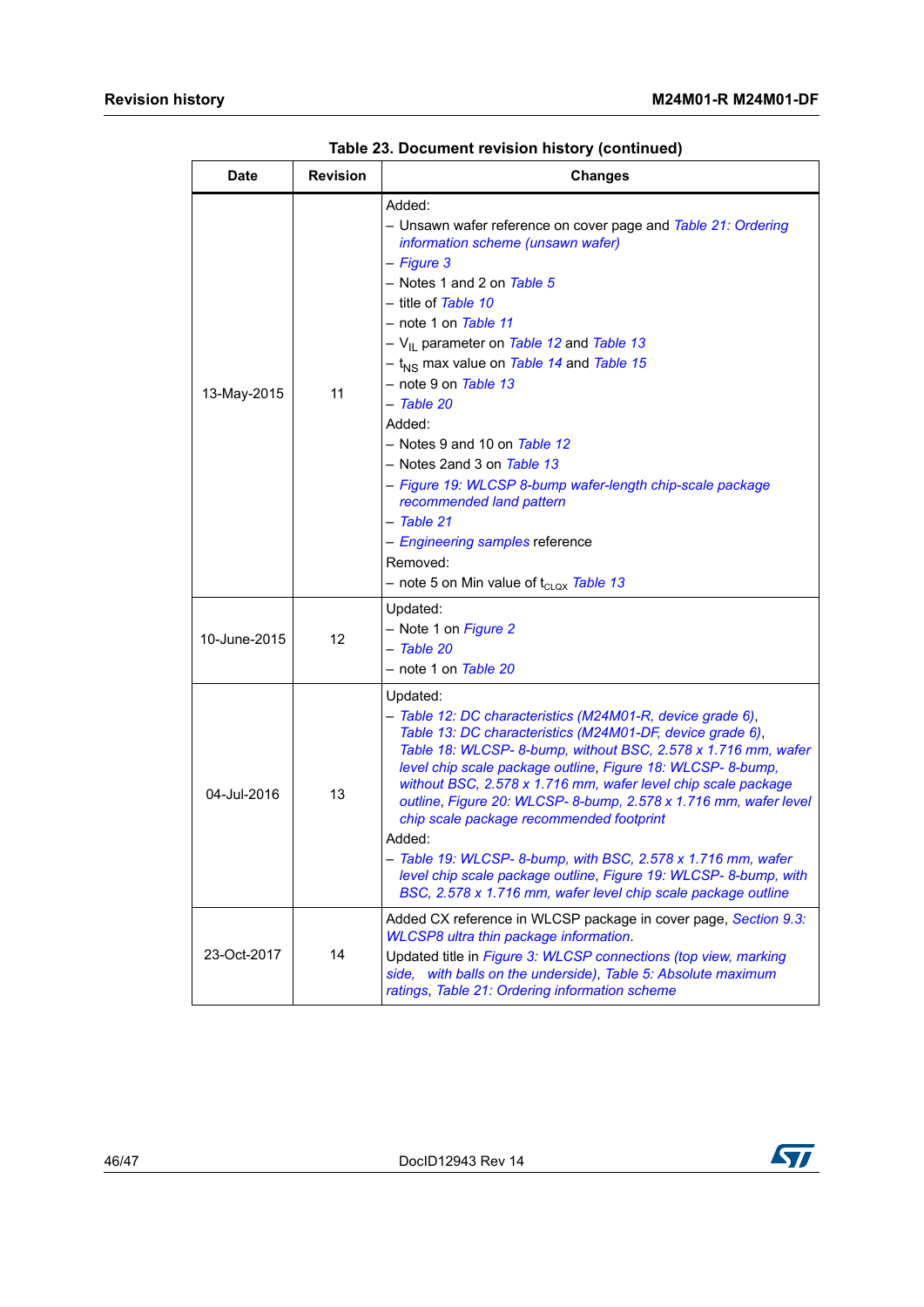Table 23. Document revision history (continued)

| Date | Revision | Changes |
|---|---|---|
| 13-May-2015 | 11 | Added:<br>– Unsawn wafer reference on cover page and *Table 21: Ordering information scheme (unsawn wafer)*<br>– *Figure 3*<br>– Notes 1 and 2 on *Table 5*<br>– title of *Table 10*<br>– note 1 on *Table 11*<br>– $V_{IL}$ parameter on *Table 12* and *Table 13*<br>– $t_{NS}$ max value on *Table 14* and *Table 15*<br>– note 9 on *Table 13*<br>– *Table 20*<br>Added:<br>– Notes 9 and 10 on *Table 12*<br>– Notes 2and 3 on *Table 13*<br>– *Figure 19: WLCSP 8-bump wafer-length chip-scale package recommended land pattern*<br>– *Table 21*<br>– *Engineering samples* reference<br>Removed:<br>– note 5 on Min value of $t_{CLQX}$ *Table 13* |
| 10-June-2015 | 12 | Updated:<br>– Note 1 on *Figure 2*<br>– *Table 20*<br>– note 1 on *Table 20* |
| 04-Jul-2016 | 13 | Updated:<br>– *Table 12: DC characteristics (M24M01-R, device grade 6)*, *Table 13: DC characteristics (M24M01-DF, device grade 6)*, *Table 18: WLCSP- 8-bump, without BSC, 2.578 x 1.716 mm, wafer level chip scale package outline*, *Figure 18: WLCSP- 8-bump, without BSC, 2.578 x 1.716 mm, wafer level chip scale package outline*, *Figure 20: WLCSP- 8-bump, 2.578 x 1.716 mm, wafer level chip scale package recommended footprint*<br>Added:<br>– *Table 19: WLCSP- 8-bump, with BSC, 2.578 x 1.716 mm, wafer level chip scale package outline*, *Figure 19: WLCSP- 8-bump, with BSC, 2.578 x 1.716 mm, wafer level chip scale package outline* |
| 23-Oct-2017 | 14 | Added CX reference in WLCSP package in cover page, *Section 9.3: WLCSP8 ultra thin package information*.<br>Updated title in *Figure 3: WLCSP connections (top view, marking side, with balls on the underside)*, *Table 5: Absolute maximum ratings*, *Table 21: Ordering information scheme* |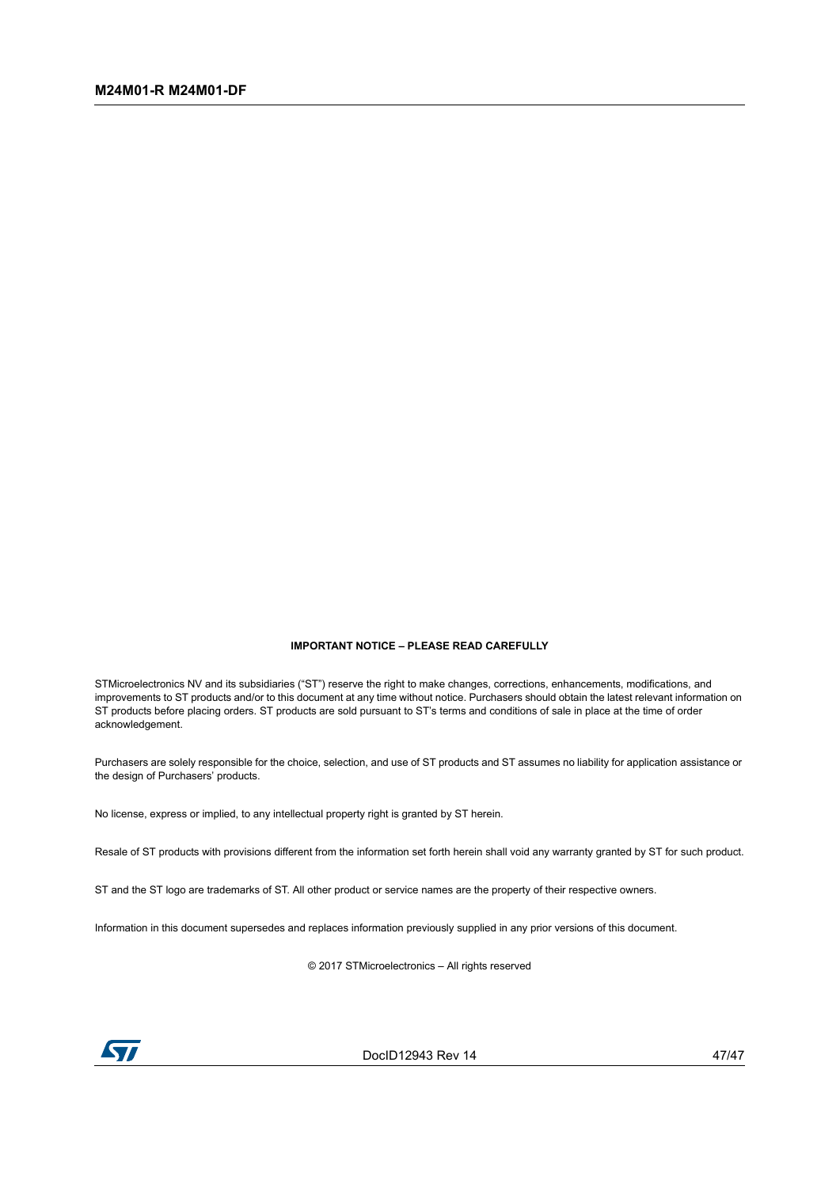**IMPORTANT NOTICE – PLEASE READ CAREFULLY**

STMicroelectronics NV and its subsidiaries (“ST”) reserve the right to make changes, corrections, enhancements, modifications, and improvements to ST products and/or to this document at any time without notice. Purchasers should obtain the latest relevant information on ST products before placing orders. ST products are sold pursuant to ST’s terms and conditions of sale in place at the time of order acknowledgement.

Purchasers are solely responsible for the choice, selection, and use of ST products and ST assumes no liability for application assistance or the design of Purchasers’ products.

No license, express or implied, to any intellectual property right is granted by ST herein.

Resale of ST products with provisions different from the information set forth herein shall void any warranty granted by ST for such product.

ST and the ST logo are trademarks of ST. All other product or service names are the property of their respective owners.

Information in this document supersedes and replaces information previously supplied in any prior versions of this document.

© 2017 STMicroelectronics – All rights reserved